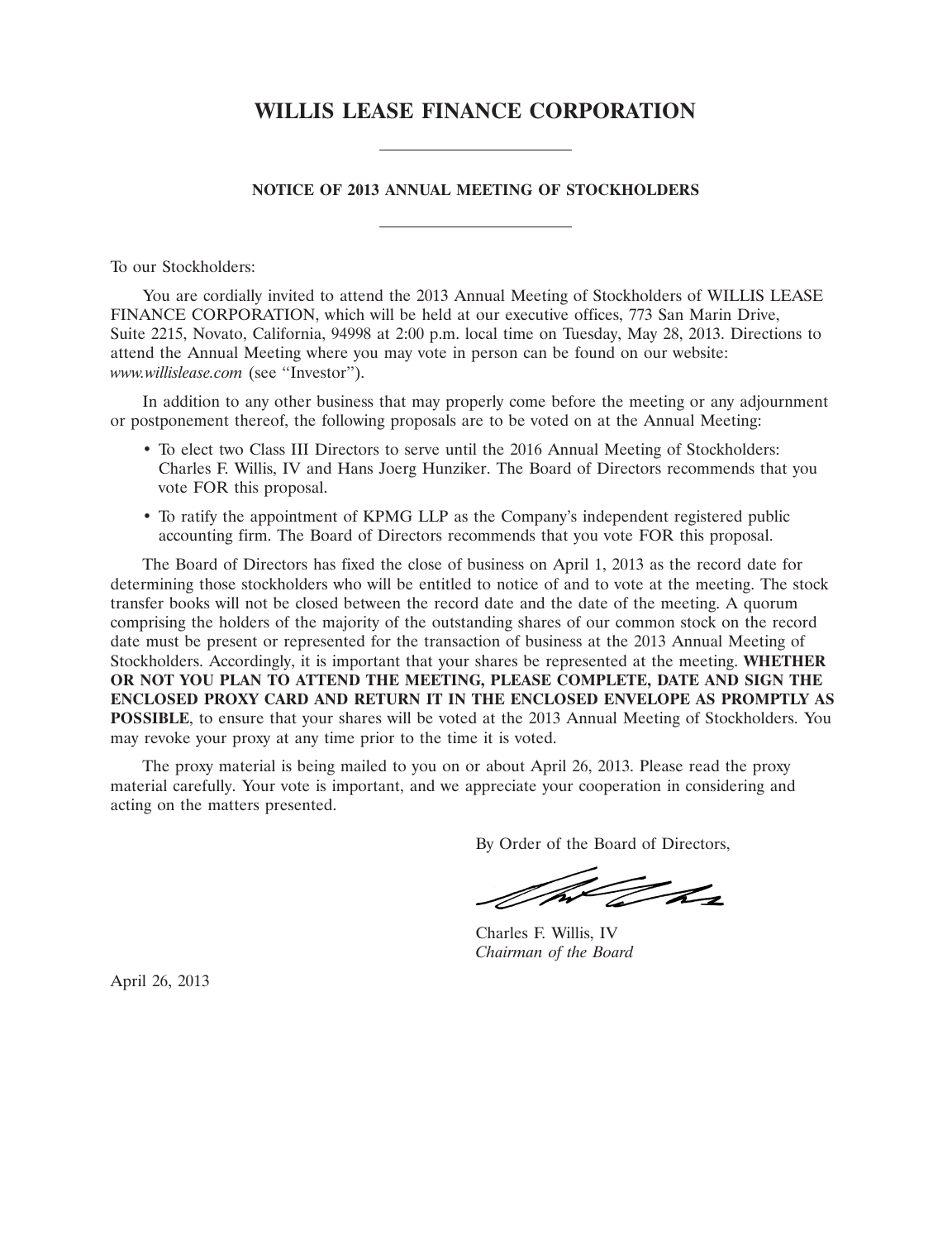# WILLIS LEASE FINANCE CORPORATION

---

## NOTICE OF 2013 ANNUAL MEETING OF STOCKHOLDERS

---

To our Stockholders:

You are cordially invited to attend the 2013 Annual Meeting of Stockholders of WILLIS LEASE FINANCE CORPORATION, which will be held at our executive offices, 773 San Marin Drive, Suite 2215, Novato, California, 94998 at 2:00 p.m. local time on Tuesday, May 28, 2013. Directions to attend the Annual Meeting where you may vote in person can be found on our website: *www.willislease.com* (see "Investor").

In addition to any other business that may properly come before the meeting or any adjournment or postponement thereof, the following proposals are to be voted on at the Annual Meeting:

- To elect two Class III Directors to serve until the 2016 Annual Meeting of Stockholders: Charles F. Willis, IV and Hans Joerg Hunziker. The Board of Directors recommends that you vote FOR this proposal.
- To ratify the appointment of KPMG LLP as the Company's independent registered public accounting firm. The Board of Directors recommends that you vote FOR this proposal.

The Board of Directors has fixed the close of business on April 1, 2013 as the record date for determining those stockholders who will be entitled to notice of and to vote at the meeting. The stock transfer books will not be closed between the record date and the date of the meeting. A quorum comprising the holders of the majority of the outstanding shares of our common stock on the record date must be present or represented for the transaction of business at the 2013 Annual Meeting of Stockholders. Accordingly, it is important that your shares be represented at the meeting. **WHETHER OR NOT YOU PLAN TO ATTEND THE MEETING, PLEASE COMPLETE, DATE AND SIGN THE ENCLOSED PROXY CARD AND RETURN IT IN THE ENCLOSED ENVELOPE AS PROMPTLY AS POSSIBLE**, to ensure that your shares will be voted at the 2013 Annual Meeting of Stockholders. You may revoke your proxy at any time prior to the time it is voted.

The proxy material is being mailed to you on or about April 26, 2013. Please read the proxy material carefully. Your vote is important, and we appreciate your cooperation in considering and acting on the matters presented.

By Order of the Board of Directors,

Charles F. Willis, IV
*Chairman of the Board*

April 26, 2013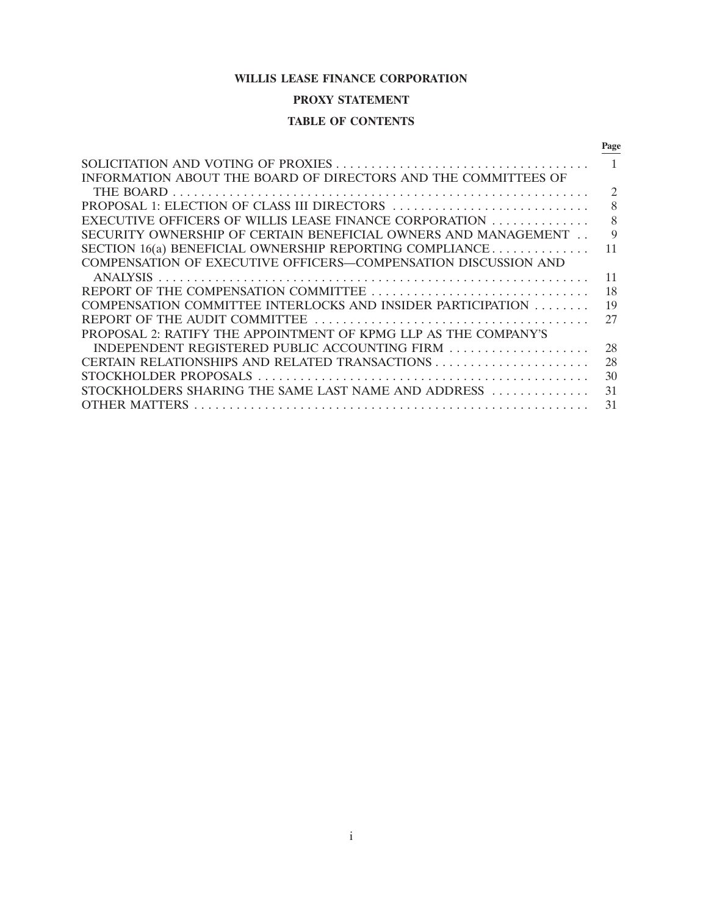**WILLIS LEASE FINANCE CORPORATION**

**PROXY STATEMENT**

**TABLE OF CONTENTS**

| | Page |
|---|---|
| SOLICITATION AND VOTING OF PROXIES | 1 |
| INFORMATION ABOUT THE BOARD OF DIRECTORS AND THE COMMITTEES OF THE BOARD | 2 |
| PROPOSAL 1: ELECTION OF CLASS III DIRECTORS | 8 |
| EXECUTIVE OFFICERS OF WILLIS LEASE FINANCE CORPORATION | 8 |
| SECURITY OWNERSHIP OF CERTAIN BENEFICIAL OWNERS AND MANAGEMENT | 9 |
| SECTION 16(a) BENEFICIAL OWNERSHIP REPORTING COMPLIANCE | 11 |
| COMPENSATION OF EXECUTIVE OFFICERS—COMPENSATION DISCUSSION AND ANALYSIS | 11 |
| REPORT OF THE COMPENSATION COMMITTEE | 18 |
| COMPENSATION COMMITTEE INTERLOCKS AND INSIDER PARTICIPATION | 19 |
| REPORT OF THE AUDIT COMMITTEE | 27 |
| PROPOSAL 2: RATIFY THE APPOINTMENT OF KPMG LLP AS THE COMPANY'S INDEPENDENT REGISTERED PUBLIC ACCOUNTING FIRM | 28 |
| CERTAIN RELATIONSHIPS AND RELATED TRANSACTIONS | 28 |
| STOCKHOLDER PROPOSALS | 30 |
| STOCKHOLDERS SHARING THE SAME LAST NAME AND ADDRESS | 31 |
| OTHER MATTERS | 31 |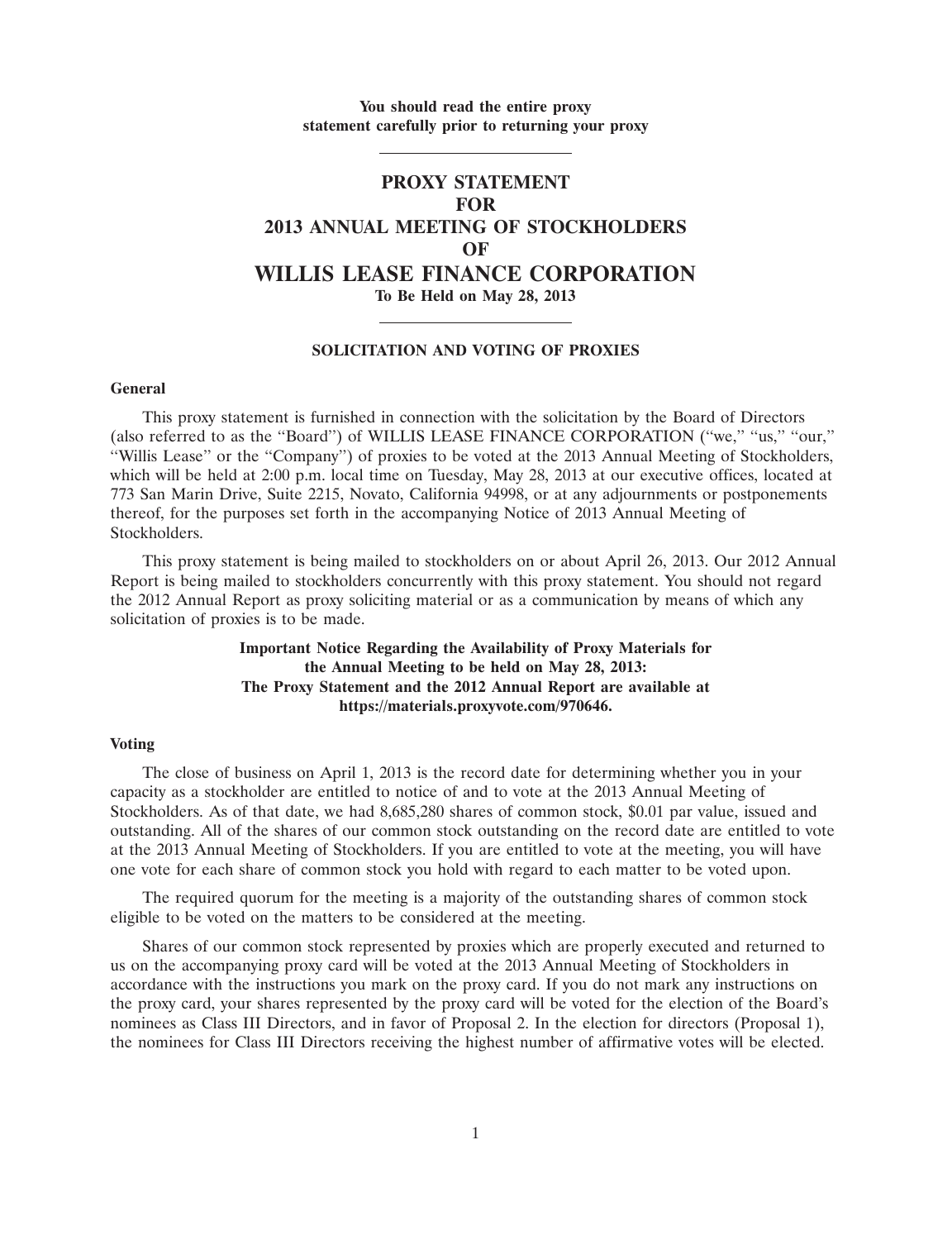**You should read the entire proxy statement carefully prior to returning your proxy**

---

# PROXY STATEMENT
# FOR
# 2013 ANNUAL MEETING OF STOCKHOLDERS
# OF
# WILLIS LEASE FINANCE CORPORATION

**To Be Held on May 28, 2013**

---

## SOLICITATION AND VOTING OF PROXIES

### General

This proxy statement is furnished in connection with the solicitation by the Board of Directors (also referred to as the ''Board'') of WILLIS LEASE FINANCE CORPORATION (''we,'' ''us,'' ''our,'' ''Willis Lease'' or the ''Company'') of proxies to be voted at the 2013 Annual Meeting of Stockholders, which will be held at 2:00 p.m. local time on Tuesday, May 28, 2013 at our executive offices, located at 773 San Marin Drive, Suite 2215, Novato, California 94998, or at any adjournments or postponements thereof, for the purposes set forth in the accompanying Notice of 2013 Annual Meeting of Stockholders.

This proxy statement is being mailed to stockholders on or about April 26, 2013. Our 2012 Annual Report is being mailed to stockholders concurrently with this proxy statement. You should not regard the 2012 Annual Report as proxy soliciting material or as a communication by means of which any solicitation of proxies is to be made.

**Important Notice Regarding the Availability of Proxy Materials for the Annual Meeting to be held on May 28, 2013: The Proxy Statement and the 2012 Annual Report are available at https://materials.proxyvote.com/970646.**

### Voting

The close of business on April 1, 2013 is the record date for determining whether you in your capacity as a stockholder are entitled to notice of and to vote at the 2013 Annual Meeting of Stockholders. As of that date, we had 8,685,280 shares of common stock, $0.01 par value, issued and outstanding. All of the shares of our common stock outstanding on the record date are entitled to vote at the 2013 Annual Meeting of Stockholders. If you are entitled to vote at the meeting, you will have one vote for each share of common stock you hold with regard to each matter to be voted upon.

The required quorum for the meeting is a majority of the outstanding shares of common stock eligible to be voted on the matters to be considered at the meeting.

Shares of our common stock represented by proxies which are properly executed and returned to us on the accompanying proxy card will be voted at the 2013 Annual Meeting of Stockholders in accordance with the instructions you mark on the proxy card. If you do not mark any instructions on the proxy card, your shares represented by the proxy card will be voted for the election of the Board's nominees as Class III Directors, and in favor of Proposal 2. In the election for directors (Proposal 1), the nominees for Class III Directors receiving the highest number of affirmative votes will be elected.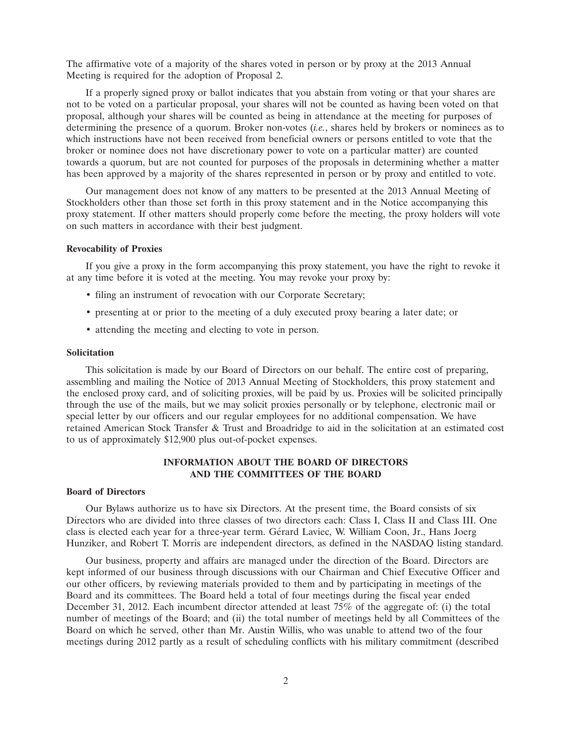The affirmative vote of a majority of the shares voted in person or by proxy at the 2013 Annual Meeting is required for the adoption of Proposal 2.

If a properly signed proxy or ballot indicates that you abstain from voting or that your shares are not to be voted on a particular proposal, your shares will not be counted as having been voted on that proposal, although your shares will be counted as being in attendance at the meeting for purposes of determining the presence of a quorum. Broker non-votes (*i.e.*, shares held by brokers or nominees as to which instructions have not been received from beneficial owners or persons entitled to vote that the broker or nominee does not have discretionary power to vote on a particular matter) are counted towards a quorum, but are not counted for purposes of the proposals in determining whether a matter has been approved by a majority of the shares represented in person or by proxy and entitled to vote.

Our management does not know of any matters to be presented at the 2013 Annual Meeting of Stockholders other than those set forth in this proxy statement and in the Notice accompanying this proxy statement. If other matters should properly come before the meeting, the proxy holders will vote on such matters in accordance with their best judgment.

**Revocability of Proxies**

If you give a proxy in the form accompanying this proxy statement, you have the right to revoke it at any time before it is voted at the meeting. You may revoke your proxy by:

- filing an instrument of revocation with our Corporate Secretary;
- presenting at or prior to the meeting of a duly executed proxy bearing a later date; or
- attending the meeting and electing to vote in person.

**Solicitation**

This solicitation is made by our Board of Directors on our behalf. The entire cost of preparing, assembling and mailing the Notice of 2013 Annual Meeting of Stockholders, this proxy statement and the enclosed proxy card, and of soliciting proxies, will be paid by us. Proxies will be solicited principally through the use of the mails, but we may solicit proxies personally or by telephone, electronic mail or special letter by our officers and our regular employees for no additional compensation. We have retained American Stock Transfer & Trust and Broadridge to aid in the solicitation at an estimated cost to us of approximately $12,900 plus out-of-pocket expenses.

## INFORMATION ABOUT THE BOARD OF DIRECTORS AND THE COMMITTEES OF THE BOARD

**Board of Directors**

Our Bylaws authorize us to have six Directors. At the present time, the Board consists of six Directors who are divided into three classes of two directors each: Class I, Class II and Class III. One class is elected each year for a three-year term. Gérard Laviec, W. William Coon, Jr., Hans Joerg Hunziker, and Robert T. Morris are independent directors, as defined in the NASDAQ listing standard.

Our business, property and affairs are managed under the direction of the Board. Directors are kept informed of our business through discussions with our Chairman and Chief Executive Officer and our other officers, by reviewing materials provided to them and by participating in meetings of the Board and its committees. The Board held a total of four meetings during the fiscal year ended December 31, 2012. Each incumbent director attended at least 75% of the aggregate of: (i) the total number of meetings of the Board; and (ii) the total number of meetings held by all Committees of the Board on which he served, other than Mr. Austin Willis, who was unable to attend two of the four meetings during 2012 partly as a result of scheduling conflicts with his military commitment (described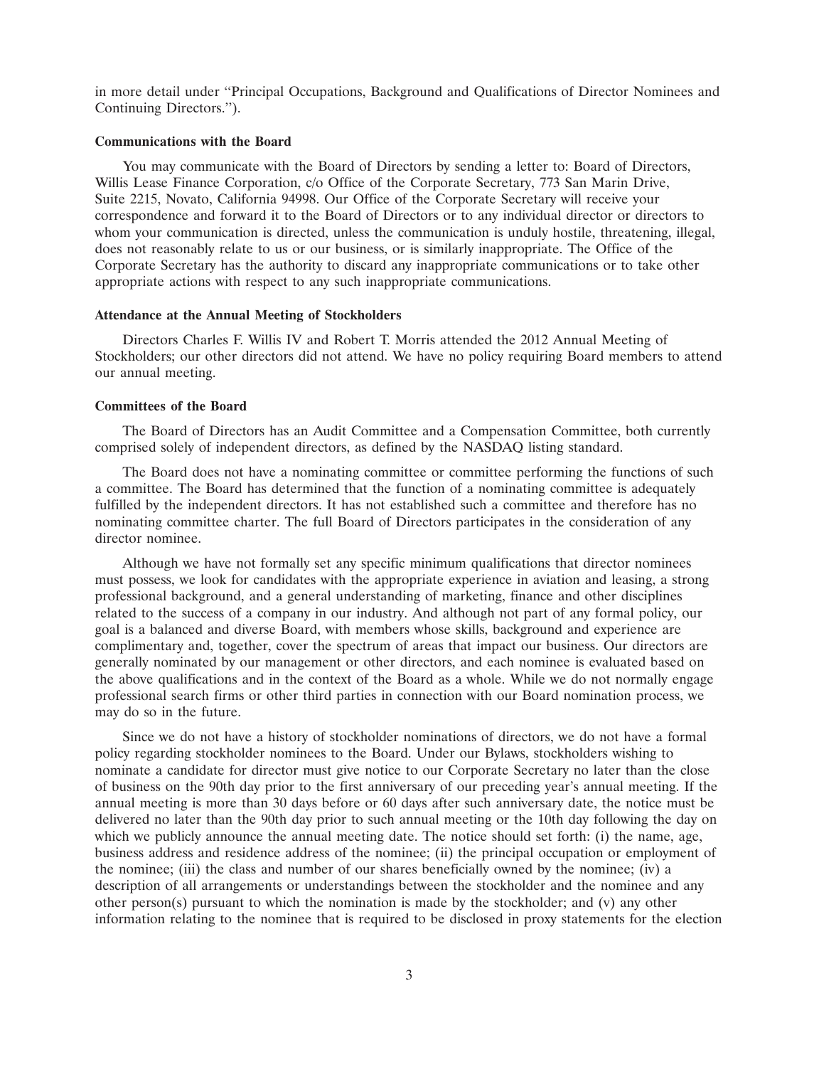in more detail under "Principal Occupations, Background and Qualifications of Director Nominees and Continuing Directors.").

**Communications with the Board**

You may communicate with the Board of Directors by sending a letter to: Board of Directors, Willis Lease Finance Corporation, c/o Office of the Corporate Secretary, 773 San Marin Drive, Suite 2215, Novato, California 94998. Our Office of the Corporate Secretary will receive your correspondence and forward it to the Board of Directors or to any individual director or directors to whom your communication is directed, unless the communication is unduly hostile, threatening, illegal, does not reasonably relate to us or our business, or is similarly inappropriate. The Office of the Corporate Secretary has the authority to discard any inappropriate communications or to take other appropriate actions with respect to any such inappropriate communications.

**Attendance at the Annual Meeting of Stockholders**

Directors Charles F. Willis IV and Robert T. Morris attended the 2012 Annual Meeting of Stockholders; our other directors did not attend. We have no policy requiring Board members to attend our annual meeting.

**Committees of the Board**

The Board of Directors has an Audit Committee and a Compensation Committee, both currently comprised solely of independent directors, as defined by the NASDAQ listing standard.

The Board does not have a nominating committee or committee performing the functions of such a committee. The Board has determined that the function of a nominating committee is adequately fulfilled by the independent directors. It has not established such a committee and therefore has no nominating committee charter. The full Board of Directors participates in the consideration of any director nominee.

Although we have not formally set any specific minimum qualifications that director nominees must possess, we look for candidates with the appropriate experience in aviation and leasing, a strong professional background, and a general understanding of marketing, finance and other disciplines related to the success of a company in our industry. And although not part of any formal policy, our goal is a balanced and diverse Board, with members whose skills, background and experience are complimentary and, together, cover the spectrum of areas that impact our business. Our directors are generally nominated by our management or other directors, and each nominee is evaluated based on the above qualifications and in the context of the Board as a whole. While we do not normally engage professional search firms or other third parties in connection with our Board nomination process, we may do so in the future.

Since we do not have a history of stockholder nominations of directors, we do not have a formal policy regarding stockholder nominees to the Board. Under our Bylaws, stockholders wishing to nominate a candidate for director must give notice to our Corporate Secretary no later than the close of business on the 90th day prior to the first anniversary of our preceding year's annual meeting. If the annual meeting is more than 30 days before or 60 days after such anniversary date, the notice must be delivered no later than the 90th day prior to such annual meeting or the 10th day following the day on which we publicly announce the annual meeting date. The notice should set forth: (i) the name, age, business address and residence address of the nominee; (ii) the principal occupation or employment of the nominee; (iii) the class and number of our shares beneficially owned by the nominee; (iv) a description of all arrangements or understandings between the stockholder and the nominee and any other person(s) pursuant to which the nomination is made by the stockholder; and (v) any other information relating to the nominee that is required to be disclosed in proxy statements for the election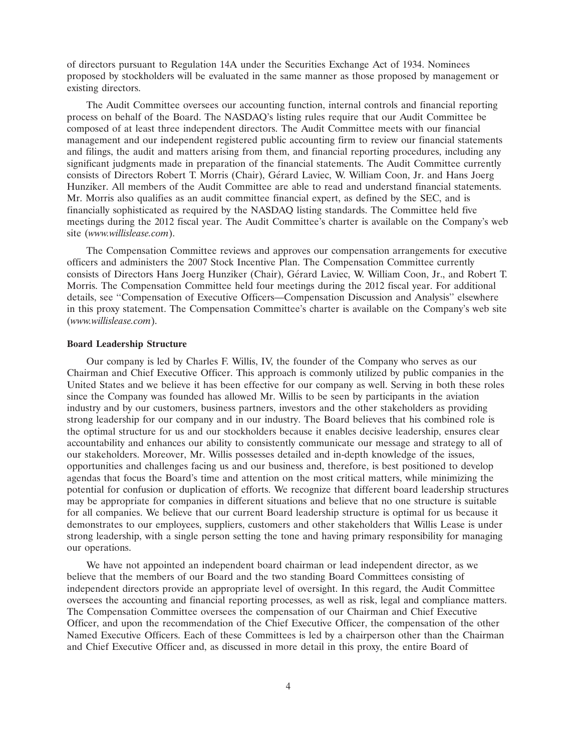of directors pursuant to Regulation 14A under the Securities Exchange Act of 1934. Nominees proposed by stockholders will be evaluated in the same manner as those proposed by management or existing directors.

The Audit Committee oversees our accounting function, internal controls and financial reporting process on behalf of the Board. The NASDAQ's listing rules require that our Audit Committee be composed of at least three independent directors. The Audit Committee meets with our financial management and our independent registered public accounting firm to review our financial statements and filings, the audit and matters arising from them, and financial reporting procedures, including any significant judgments made in preparation of the financial statements. The Audit Committee currently consists of Directors Robert T. Morris (Chair), Gérard Laviec, W. William Coon, Jr. and Hans Joerg Hunziker. All members of the Audit Committee are able to read and understand financial statements. Mr. Morris also qualifies as an audit committee financial expert, as defined by the SEC, and is financially sophisticated as required by the NASDAQ listing standards. The Committee held five meetings during the 2012 fiscal year. The Audit Committee's charter is available on the Company's web site (*www.willislease.com*).

The Compensation Committee reviews and approves our compensation arrangements for executive officers and administers the 2007 Stock Incentive Plan. The Compensation Committee currently consists of Directors Hans Joerg Hunziker (Chair), Gérard Laviec, W. William Coon, Jr., and Robert T. Morris. The Compensation Committee held four meetings during the 2012 fiscal year. For additional details, see ''Compensation of Executive Officers—Compensation Discussion and Analysis'' elsewhere in this proxy statement. The Compensation Committee's charter is available on the Company's web site (*www.willislease.com*).

**Board Leadership Structure**

Our company is led by Charles F. Willis, IV, the founder of the Company who serves as our Chairman and Chief Executive Officer. This approach is commonly utilized by public companies in the United States and we believe it has been effective for our company as well. Serving in both these roles since the Company was founded has allowed Mr. Willis to be seen by participants in the aviation industry and by our customers, business partners, investors and the other stakeholders as providing strong leadership for our company and in our industry. The Board believes that his combined role is the optimal structure for us and our stockholders because it enables decisive leadership, ensures clear accountability and enhances our ability to consistently communicate our message and strategy to all of our stakeholders. Moreover, Mr. Willis possesses detailed and in-depth knowledge of the issues, opportunities and challenges facing us and our business and, therefore, is best positioned to develop agendas that focus the Board's time and attention on the most critical matters, while minimizing the potential for confusion or duplication of efforts. We recognize that different board leadership structures may be appropriate for companies in different situations and believe that no one structure is suitable for all companies. We believe that our current Board leadership structure is optimal for us because it demonstrates to our employees, suppliers, customers and other stakeholders that Willis Lease is under strong leadership, with a single person setting the tone and having primary responsibility for managing our operations.

We have not appointed an independent board chairman or lead independent director, as we believe that the members of our Board and the two standing Board Committees consisting of independent directors provide an appropriate level of oversight. In this regard, the Audit Committee oversees the accounting and financial reporting processes, as well as risk, legal and compliance matters. The Compensation Committee oversees the compensation of our Chairman and Chief Executive Officer, and upon the recommendation of the Chief Executive Officer, the compensation of the other Named Executive Officers. Each of these Committees is led by a chairperson other than the Chairman and Chief Executive Officer and, as discussed in more detail in this proxy, the entire Board of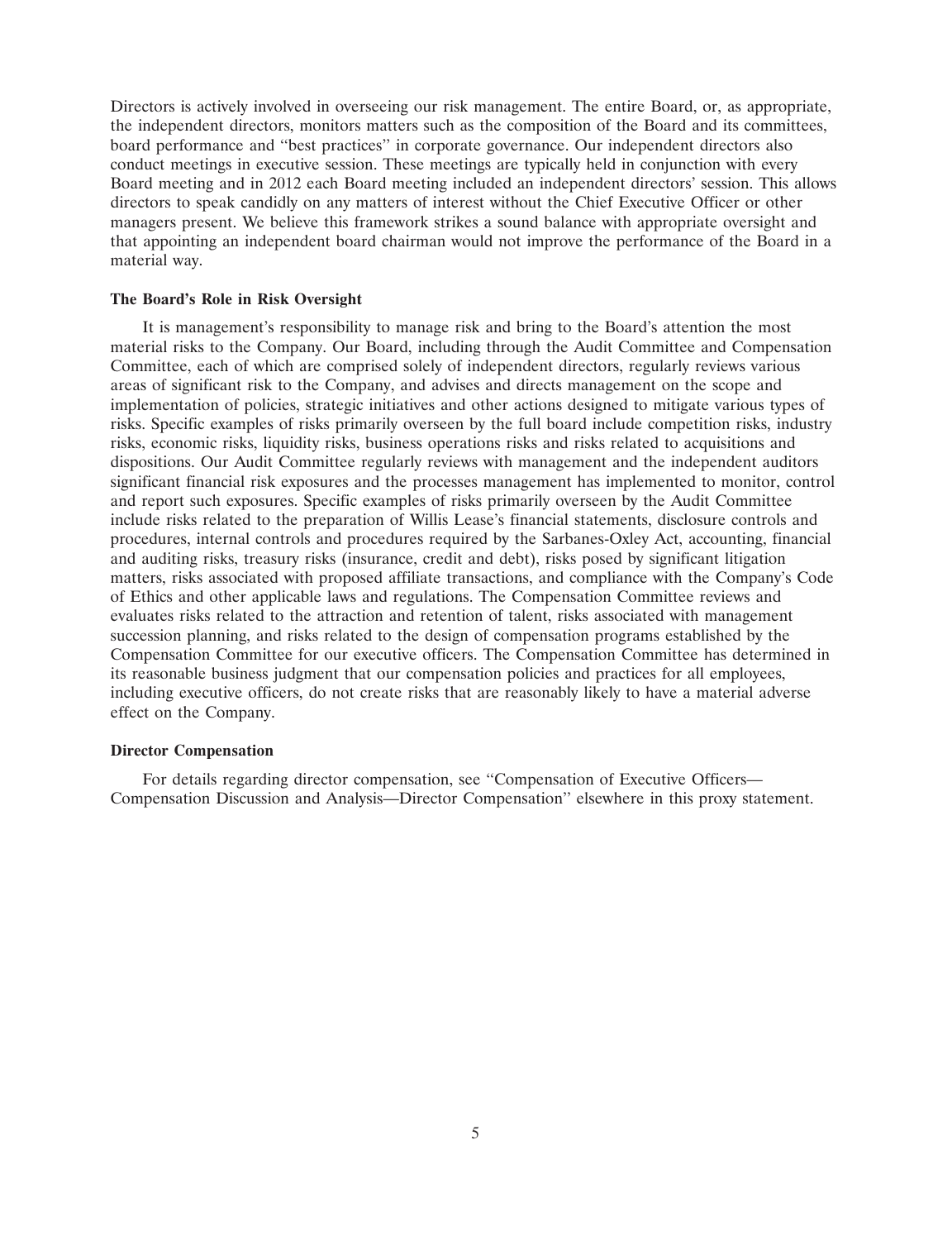Directors is actively involved in overseeing our risk management. The entire Board, or, as appropriate, the independent directors, monitors matters such as the composition of the Board and its committees, board performance and "best practices" in corporate governance. Our independent directors also conduct meetings in executive session. These meetings are typically held in conjunction with every Board meeting and in 2012 each Board meeting included an independent directors' session. This allows directors to speak candidly on any matters of interest without the Chief Executive Officer or other managers present. We believe this framework strikes a sound balance with appropriate oversight and that appointing an independent board chairman would not improve the performance of the Board in a material way.

**The Board's Role in Risk Oversight**

It is management's responsibility to manage risk and bring to the Board's attention the most material risks to the Company. Our Board, including through the Audit Committee and Compensation Committee, each of which are comprised solely of independent directors, regularly reviews various areas of significant risk to the Company, and advises and directs management on the scope and implementation of policies, strategic initiatives and other actions designed to mitigate various types of risks. Specific examples of risks primarily overseen by the full board include competition risks, industry risks, economic risks, liquidity risks, business operations risks and risks related to acquisitions and dispositions. Our Audit Committee regularly reviews with management and the independent auditors significant financial risk exposures and the processes management has implemented to monitor, control and report such exposures. Specific examples of risks primarily overseen by the Audit Committee include risks related to the preparation of Willis Lease's financial statements, disclosure controls and procedures, internal controls and procedures required by the Sarbanes-Oxley Act, accounting, financial and auditing risks, treasury risks (insurance, credit and debt), risks posed by significant litigation matters, risks associated with proposed affiliate transactions, and compliance with the Company's Code of Ethics and other applicable laws and regulations. The Compensation Committee reviews and evaluates risks related to the attraction and retention of talent, risks associated with management succession planning, and risks related to the design of compensation programs established by the Compensation Committee for our executive officers. The Compensation Committee has determined in its reasonable business judgment that our compensation policies and practices for all employees, including executive officers, do not create risks that are reasonably likely to have a material adverse effect on the Company.

**Director Compensation**

For details regarding director compensation, see "Compensation of Executive Officers—Compensation Discussion and Analysis—Director Compensation" elsewhere in this proxy statement.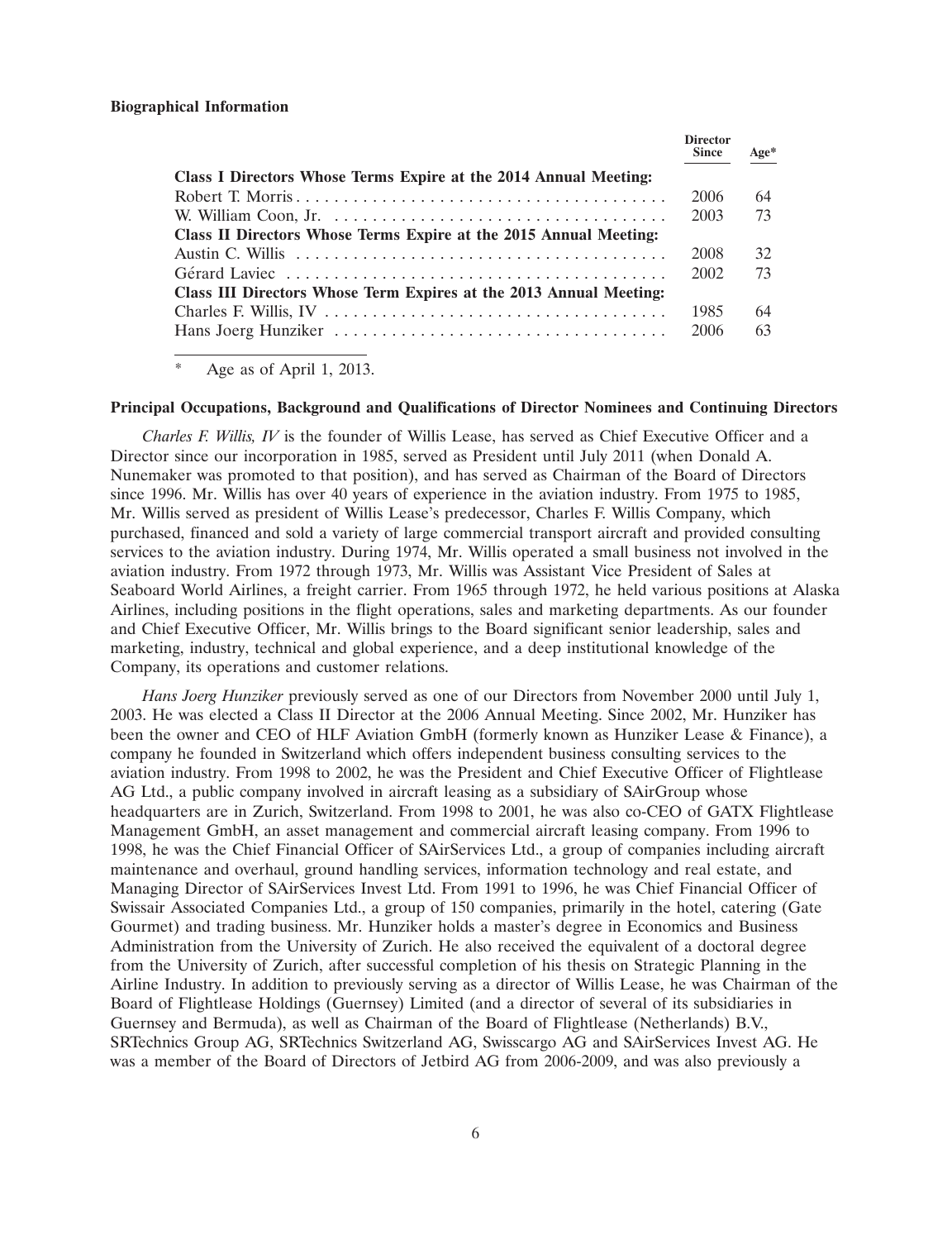**Biographical Information**

| | Director Since | Age* |
|---|---|---|
| **Class I Directors Whose Terms Expire at the 2014 Annual Meeting:** | | |
| Robert T. Morris | 2006 | 64 |
| W. William Coon, Jr. | 2003 | 73 |
| **Class II Directors Whose Terms Expire at the 2015 Annual Meeting:** | | |
| Austin C. Willis | 2008 | 32 |
| Gérard Laviec | 2002 | 73 |
| **Class III Directors Whose Term Expires at the 2013 Annual Meeting:** | | |
| Charles F. Willis, IV | 1985 | 64 |
| Hans Joerg Hunziker | 2006 | 63 |

\* Age as of April 1, 2013.

**Principal Occupations, Background and Qualifications of Director Nominees and Continuing Directors**

*Charles F. Willis, IV* is the founder of Willis Lease, has served as Chief Executive Officer and a Director since our incorporation in 1985, served as President until July 2011 (when Donald A. Nunemaker was promoted to that position), and has served as Chairman of the Board of Directors since 1996. Mr. Willis has over 40 years of experience in the aviation industry. From 1975 to 1985, Mr. Willis served as president of Willis Lease's predecessor, Charles F. Willis Company, which purchased, financed and sold a variety of large commercial transport aircraft and provided consulting services to the aviation industry. During 1974, Mr. Willis operated a small business not involved in the aviation industry. From 1972 through 1973, Mr. Willis was Assistant Vice President of Sales at Seaboard World Airlines, a freight carrier. From 1965 through 1972, he held various positions at Alaska Airlines, including positions in the flight operations, sales and marketing departments. As our founder and Chief Executive Officer, Mr. Willis brings to the Board significant senior leadership, sales and marketing, industry, technical and global experience, and a deep institutional knowledge of the Company, its operations and customer relations.

*Hans Joerg Hunziker* previously served as one of our Directors from November 2000 until July 1, 2003. He was elected a Class II Director at the 2006 Annual Meeting. Since 2002, Mr. Hunziker has been the owner and CEO of HLF Aviation GmbH (formerly known as Hunziker Lease & Finance), a company he founded in Switzerland which offers independent business consulting services to the aviation industry. From 1998 to 2002, he was the President and Chief Executive Officer of Flightlease AG Ltd., a public company involved in aircraft leasing as a subsidiary of SAirGroup whose headquarters are in Zurich, Switzerland. From 1998 to 2001, he was also co-CEO of GATX Flightlease Management GmbH, an asset management and commercial aircraft leasing company. From 1996 to 1998, he was the Chief Financial Officer of SAirServices Ltd., a group of companies including aircraft maintenance and overhaul, ground handling services, information technology and real estate, and Managing Director of SAirServices Invest Ltd. From 1991 to 1996, he was Chief Financial Officer of Swissair Associated Companies Ltd., a group of 150 companies, primarily in the hotel, catering (Gate Gourmet) and trading business. Mr. Hunziker holds a master's degree in Economics and Business Administration from the University of Zurich. He also received the equivalent of a doctoral degree from the University of Zurich, after successful completion of his thesis on Strategic Planning in the Airline Industry. In addition to previously serving as a director of Willis Lease, he was Chairman of the Board of Flightlease Holdings (Guernsey) Limited (and a director of several of its subsidiaries in Guernsey and Bermuda), as well as Chairman of the Board of Flightlease (Netherlands) B.V., SRTechnics Group AG, SRTechnics Switzerland AG, Swisscargo AG and SAirServices Invest AG. He was a member of the Board of Directors of Jetbird AG from 2006-2009, and was also previously a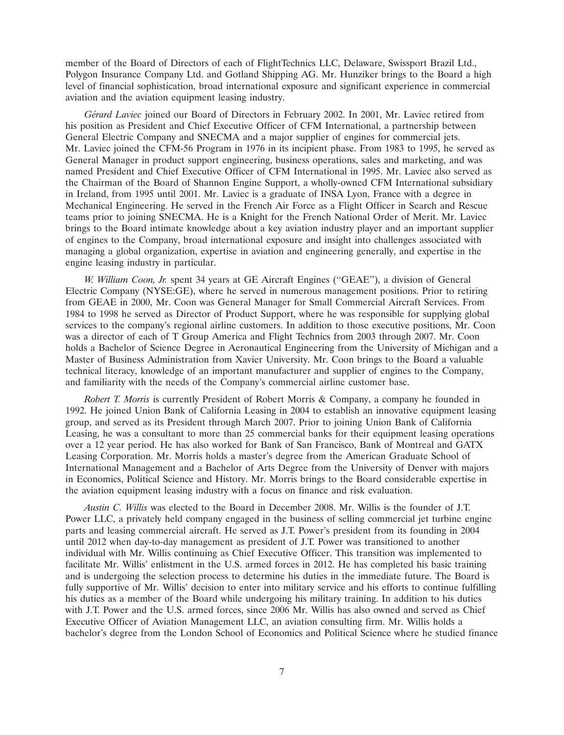member of the Board of Directors of each of FlightTechnics LLC, Delaware, Swissport Brazil Ltd., Polygon Insurance Company Ltd. and Gotland Shipping AG. Mr. Hunziker brings to the Board a high level of financial sophistication, broad international exposure and significant experience in commercial aviation and the aviation equipment leasing industry.

*Gérard Laviec* joined our Board of Directors in February 2002. In 2001, Mr. Laviec retired from his position as President and Chief Executive Officer of CFM International, a partnership between General Electric Company and SNECMA and a major supplier of engines for commercial jets. Mr. Laviec joined the CFM-56 Program in 1976 in its incipient phase. From 1983 to 1995, he served as General Manager in product support engineering, business operations, sales and marketing, and was named President and Chief Executive Officer of CFM International in 1995. Mr. Laviec also served as the Chairman of the Board of Shannon Engine Support, a wholly-owned CFM International subsidiary in Ireland, from 1995 until 2001. Mr. Laviec is a graduate of INSA Lyon, France with a degree in Mechanical Engineering. He served in the French Air Force as a Flight Officer in Search and Rescue teams prior to joining SNECMA. He is a Knight for the French National Order of Merit. Mr. Laviec brings to the Board intimate knowledge about a key aviation industry player and an important supplier of engines to the Company, broad international exposure and insight into challenges associated with managing a global organization, expertise in aviation and engineering generally, and expertise in the engine leasing industry in particular.

*W. William Coon, Jr.* spent 34 years at GE Aircraft Engines ("GEAE"), a division of General Electric Company (NYSE:GE), where he served in numerous management positions. Prior to retiring from GEAE in 2000, Mr. Coon was General Manager for Small Commercial Aircraft Services. From 1984 to 1998 he served as Director of Product Support, where he was responsible for supplying global services to the company's regional airline customers. In addition to those executive positions, Mr. Coon was a director of each of T Group America and Flight Technics from 2003 through 2007. Mr. Coon holds a Bachelor of Science Degree in Aeronautical Engineering from the University of Michigan and a Master of Business Administration from Xavier University. Mr. Coon brings to the Board a valuable technical literacy, knowledge of an important manufacturer and supplier of engines to the Company, and familiarity with the needs of the Company's commercial airline customer base.

*Robert T. Morris* is currently President of Robert Morris & Company, a company he founded in 1992. He joined Union Bank of California Leasing in 2004 to establish an innovative equipment leasing group, and served as its President through March 2007. Prior to joining Union Bank of California Leasing, he was a consultant to more than 25 commercial banks for their equipment leasing operations over a 12 year period. He has also worked for Bank of San Francisco, Bank of Montreal and GATX Leasing Corporation. Mr. Morris holds a master's degree from the American Graduate School of International Management and a Bachelor of Arts Degree from the University of Denver with majors in Economics, Political Science and History. Mr. Morris brings to the Board considerable expertise in the aviation equipment leasing industry with a focus on finance and risk evaluation.

*Austin C. Willis* was elected to the Board in December 2008. Mr. Willis is the founder of J.T. Power LLC, a privately held company engaged in the business of selling commercial jet turbine engine parts and leasing commercial aircraft. He served as J.T. Power's president from its founding in 2004 until 2012 when day-to-day management as president of J.T. Power was transitioned to another individual with Mr. Willis continuing as Chief Executive Officer. This transition was implemented to facilitate Mr. Willis' enlistment in the U.S. armed forces in 2012. He has completed his basic training and is undergoing the selection process to determine his duties in the immediate future. The Board is fully supportive of Mr. Willis' decision to enter into military service and his efforts to continue fulfilling his duties as a member of the Board while undergoing his military training. In addition to his duties with J.T. Power and the U.S. armed forces, since 2006 Mr. Willis has also owned and served as Chief Executive Officer of Aviation Management LLC, an aviation consulting firm. Mr. Willis holds a bachelor's degree from the London School of Economics and Political Science where he studied finance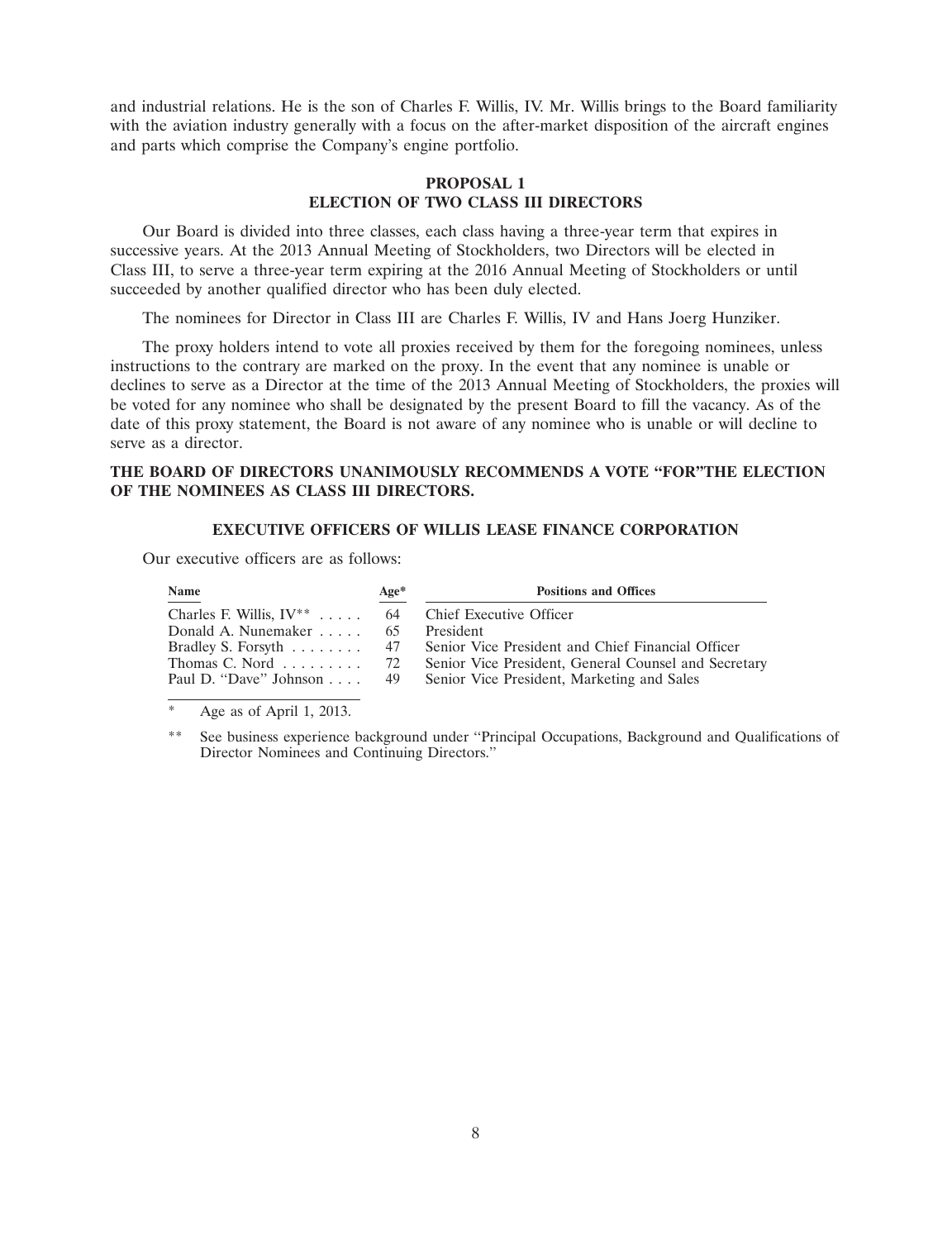and industrial relations. He is the son of Charles F. Willis, IV. Mr. Willis brings to the Board familiarity with the aviation industry generally with a focus on the after-market disposition of the aircraft engines and parts which comprise the Company's engine portfolio.

## PROPOSAL 1
## ELECTION OF TWO CLASS III DIRECTORS

Our Board is divided into three classes, each class having a three-year term that expires in successive years. At the 2013 Annual Meeting of Stockholders, two Directors will be elected in Class III, to serve a three-year term expiring at the 2016 Annual Meeting of Stockholders or until succeeded by another qualified director who has been duly elected.

The nominees for Director in Class III are Charles F. Willis, IV and Hans Joerg Hunziker.

The proxy holders intend to vote all proxies received by them for the foregoing nominees, unless instructions to the contrary are marked on the proxy. In the event that any nominee is unable or declines to serve as a Director at the time of the 2013 Annual Meeting of Stockholders, the proxies will be voted for any nominee who shall be designated by the present Board to fill the vacancy. As of the date of this proxy statement, the Board is not aware of any nominee who is unable or will decline to serve as a director.

**THE BOARD OF DIRECTORS UNANIMOUSLY RECOMMENDS A VOTE "FOR"THE ELECTION OF THE NOMINEES AS CLASS III DIRECTORS.**

## EXECUTIVE OFFICERS OF WILLIS LEASE FINANCE CORPORATION

Our executive officers are as follows:

| Name | Age* | Positions and Offices |
|---|---|---|
| Charles F. Willis, IV** | 64 | Chief Executive Officer |
| Donald A. Nunemaker | 65 | President |
| Bradley S. Forsyth | 47 | Senior Vice President and Chief Financial Officer |
| Thomas C. Nord | 72 | Senior Vice President, General Counsel and Secretary |
| Paul D. "Dave" Johnson | 49 | Senior Vice President, Marketing and Sales |

\* Age as of April 1, 2013.

\*\* See business experience background under "Principal Occupations, Background and Qualifications of Director Nominees and Continuing Directors."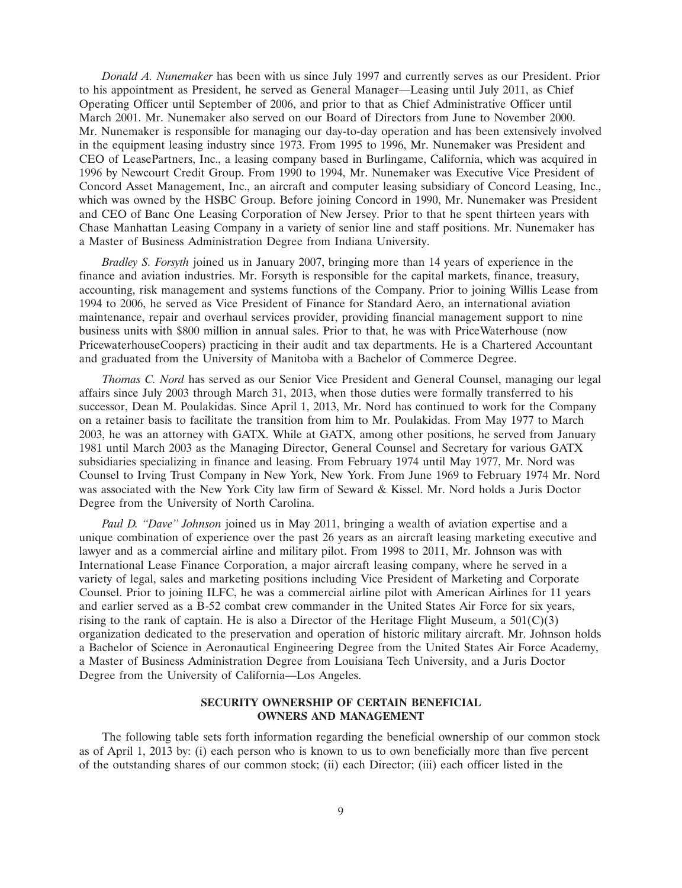*Donald A. Nunemaker* has been with us since July 1997 and currently serves as our President. Prior to his appointment as President, he served as General Manager—Leasing until July 2011, as Chief Operating Officer until September of 2006, and prior to that as Chief Administrative Officer until March 2001. Mr. Nunemaker also served on our Board of Directors from June to November 2000. Mr. Nunemaker is responsible for managing our day-to-day operation and has been extensively involved in the equipment leasing industry since 1973. From 1995 to 1996, Mr. Nunemaker was President and CEO of LeasePartners, Inc., a leasing company based in Burlingame, California, which was acquired in 1996 by Newcourt Credit Group. From 1990 to 1994, Mr. Nunemaker was Executive Vice President of Concord Asset Management, Inc., an aircraft and computer leasing subsidiary of Concord Leasing, Inc., which was owned by the HSBC Group. Before joining Concord in 1990, Mr. Nunemaker was President and CEO of Banc One Leasing Corporation of New Jersey. Prior to that he spent thirteen years with Chase Manhattan Leasing Company in a variety of senior line and staff positions. Mr. Nunemaker has a Master of Business Administration Degree from Indiana University.

*Bradley S. Forsyth* joined us in January 2007, bringing more than 14 years of experience in the finance and aviation industries. Mr. Forsyth is responsible for the capital markets, finance, treasury, accounting, risk management and systems functions of the Company. Prior to joining Willis Lease from 1994 to 2006, he served as Vice President of Finance for Standard Aero, an international aviation maintenance, repair and overhaul services provider, providing financial management support to nine business units with $800 million in annual sales. Prior to that, he was with PriceWaterhouse (now PricewaterhouseCoopers) practicing in their audit and tax departments. He is a Chartered Accountant and graduated from the University of Manitoba with a Bachelor of Commerce Degree.

*Thomas C. Nord* has served as our Senior Vice President and General Counsel, managing our legal affairs since July 2003 through March 31, 2013, when those duties were formally transferred to his successor, Dean M. Poulakidas. Since April 1, 2013, Mr. Nord has continued to work for the Company on a retainer basis to facilitate the transition from him to Mr. Poulakidas. From May 1977 to March 2003, he was an attorney with GATX. While at GATX, among other positions, he served from January 1981 until March 2003 as the Managing Director, General Counsel and Secretary for various GATX subsidiaries specializing in finance and leasing. From February 1974 until May 1977, Mr. Nord was Counsel to Irving Trust Company in New York, New York. From June 1969 to February 1974 Mr. Nord was associated with the New York City law firm of Seward & Kissel. Mr. Nord holds a Juris Doctor Degree from the University of North Carolina.

*Paul D. "Dave" Johnson* joined us in May 2011, bringing a wealth of aviation expertise and a unique combination of experience over the past 26 years as an aircraft leasing marketing executive and lawyer and as a commercial airline and military pilot. From 1998 to 2011, Mr. Johnson was with International Lease Finance Corporation, a major aircraft leasing company, where he served in a variety of legal, sales and marketing positions including Vice President of Marketing and Corporate Counsel. Prior to joining ILFC, he was a commercial airline pilot with American Airlines for 11 years and earlier served as a B-52 combat crew commander in the United States Air Force for six years, rising to the rank of captain. He is also a Director of the Heritage Flight Museum, a 501(C)(3) organization dedicated to the preservation and operation of historic military aircraft. Mr. Johnson holds a Bachelor of Science in Aeronautical Engineering Degree from the United States Air Force Academy, a Master of Business Administration Degree from Louisiana Tech University, and a Juris Doctor Degree from the University of California—Los Angeles.

## SECURITY OWNERSHIP OF CERTAIN BENEFICIAL OWNERS AND MANAGEMENT

The following table sets forth information regarding the beneficial ownership of our common stock as of April 1, 2013 by: (i) each person who is known to us to own beneficially more than five percent of the outstanding shares of our common stock; (ii) each Director; (iii) each officer listed in the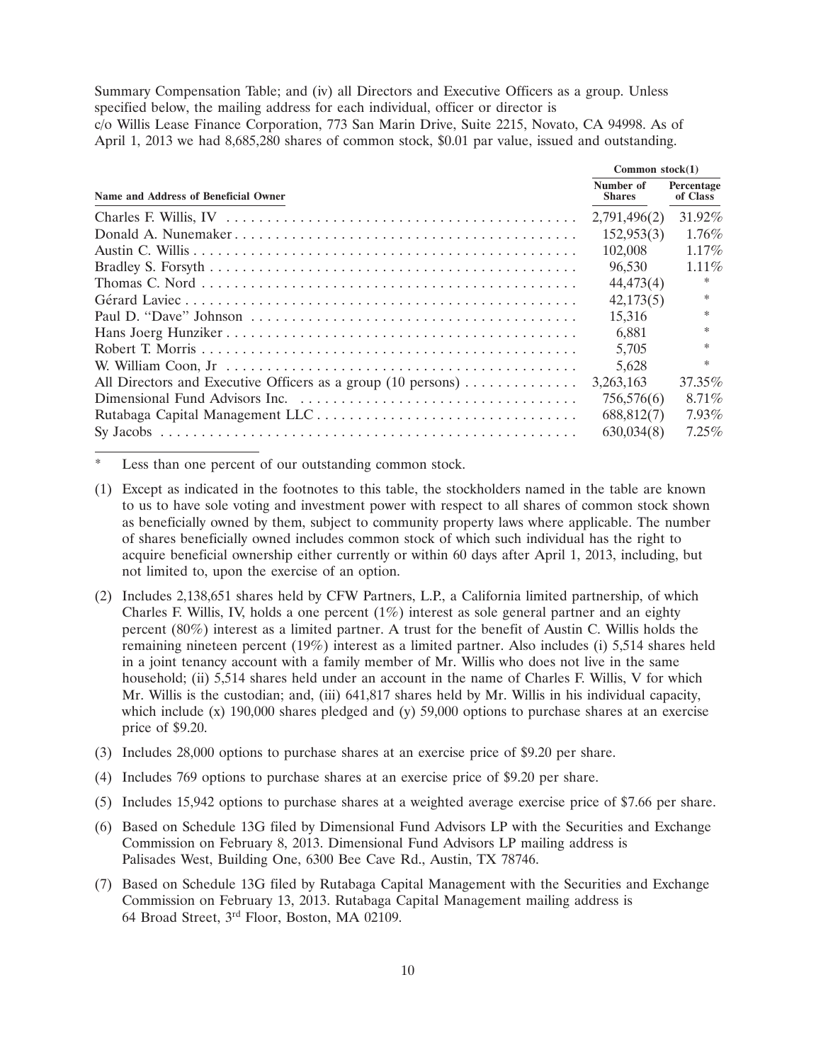Summary Compensation Table; and (iv) all Directors and Executive Officers as a group. Unless specified below, the mailing address for each individual, officer or director is c/o Willis Lease Finance Corporation, 773 San Marin Drive, Suite 2215, Novato, CA 94998. As of April 1, 2013 we had 8,685,280 shares of common stock, $0.01 par value, issued and outstanding.

| Name and Address of Beneficial Owner | Common stock(1) | |
|---|---|---|
| | Number of Shares | Percentage of Class |
| Charles F. Willis, IV | 2,791,496(2) | 31.92% |
| Donald A. Nunemaker | 152,953(3) | 1.76% |
| Austin C. Willis | 102,008 | 1.17% |
| Bradley S. Forsyth | 96,530 | 1.11% |
| Thomas C. Nord | 44,473(4) | * |
| Gérard Laviec | 42,173(5) | * |
| Paul D. "Dave" Johnson | 15,316 | * |
| Hans Joerg Hunziker | 6,881 | * |
| Robert T. Morris | 5,705 | * |
| W. William Coon, Jr | 5,628 | * |
| All Directors and Executive Officers as a group (10 persons) | 3,263,163 | 37.35% |
| Dimensional Fund Advisors Inc. | 756,576(6) | 8.71% |
| Rutabaga Capital Management LLC | 688,812(7) | 7.93% |
| Sy Jacobs | 630,034(8) | 7.25% |

\* Less than one percent of our outstanding common stock.

(1) Except as indicated in the footnotes to this table, the stockholders named in the table are known to us to have sole voting and investment power with respect to all shares of common stock shown as beneficially owned by them, subject to community property laws where applicable. The number of shares beneficially owned includes common stock of which such individual has the right to acquire beneficial ownership either currently or within 60 days after April 1, 2013, including, but not limited to, upon the exercise of an option.

(2) Includes 2,138,651 shares held by CFW Partners, L.P., a California limited partnership, of which Charles F. Willis, IV, holds a one percent (1%) interest as sole general partner and an eighty percent (80%) interest as a limited partner. A trust for the benefit of Austin C. Willis holds the remaining nineteen percent (19%) interest as a limited partner. Also includes (i) 5,514 shares held in a joint tenancy account with a family member of Mr. Willis who does not live in the same household; (ii) 5,514 shares held under an account in the name of Charles F. Willis, V for which Mr. Willis is the custodian; and, (iii) 641,817 shares held by Mr. Willis in his individual capacity, which include (x) 190,000 shares pledged and (y) 59,000 options to purchase shares at an exercise price of $9.20.

(3) Includes 28,000 options to purchase shares at an exercise price of $9.20 per share.

(4) Includes 769 options to purchase shares at an exercise price of $9.20 per share.

(5) Includes 15,942 options to purchase shares at a weighted average exercise price of $7.66 per share.

(6) Based on Schedule 13G filed by Dimensional Fund Advisors LP with the Securities and Exchange Commission on February 8, 2013. Dimensional Fund Advisors LP mailing address is Palisades West, Building One, 6300 Bee Cave Rd., Austin, TX 78746.

(7) Based on Schedule 13G filed by Rutabaga Capital Management with the Securities and Exchange Commission on February 13, 2013. Rutabaga Capital Management mailing address is 64 Broad Street, 3rd Floor, Boston, MA 02109.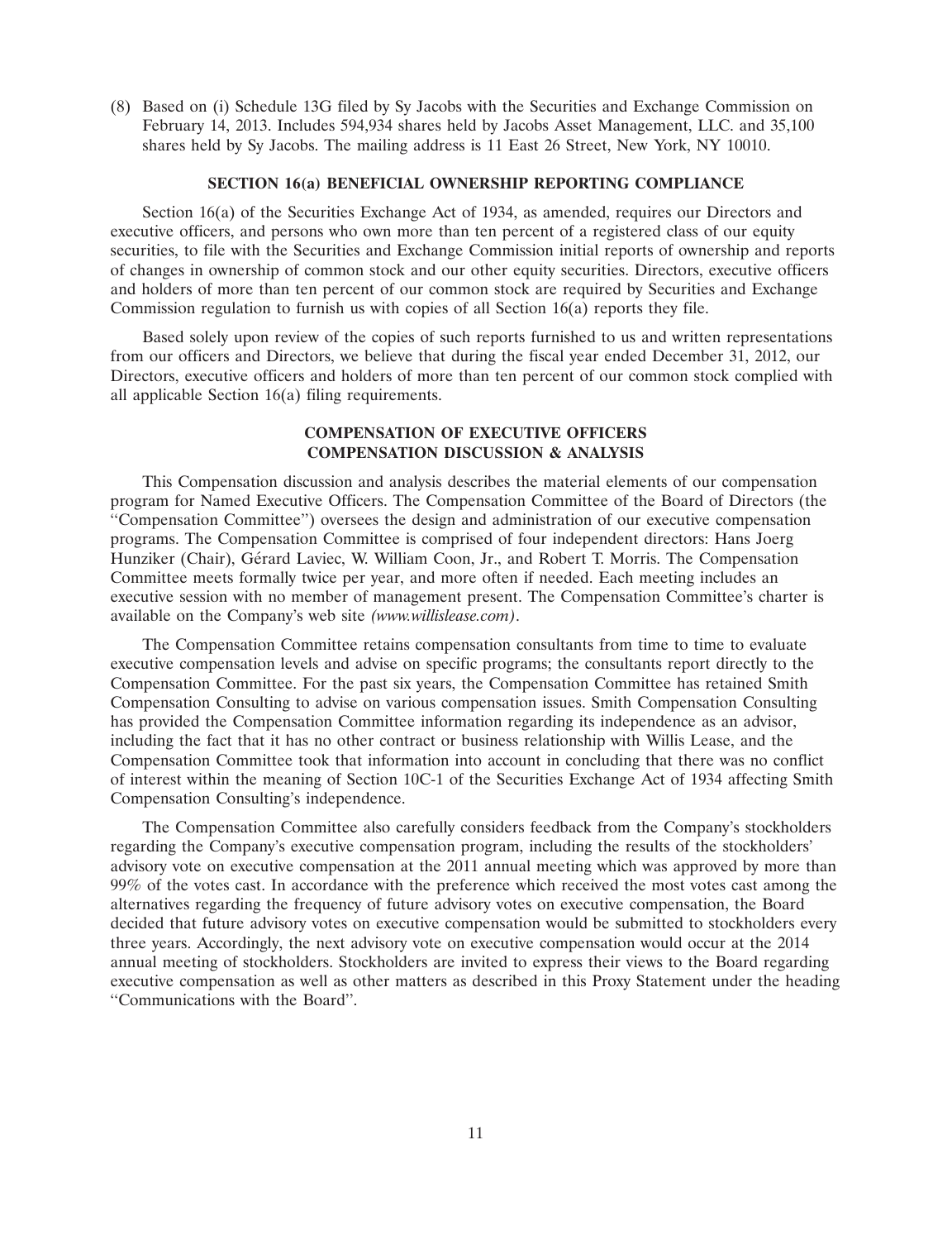(8) Based on (i) Schedule 13G filed by Sy Jacobs with the Securities and Exchange Commission on February 14, 2013. Includes 594,934 shares held by Jacobs Asset Management, LLC. and 35,100 shares held by Sy Jacobs. The mailing address is 11 East 26 Street, New York, NY 10010.

## SECTION 16(a) BENEFICIAL OWNERSHIP REPORTING COMPLIANCE

Section 16(a) of the Securities Exchange Act of 1934, as amended, requires our Directors and executive officers, and persons who own more than ten percent of a registered class of our equity securities, to file with the Securities and Exchange Commission initial reports of ownership and reports of changes in ownership of common stock and our other equity securities. Directors, executive officers and holders of more than ten percent of our common stock are required by Securities and Exchange Commission regulation to furnish us with copies of all Section 16(a) reports they file.

Based solely upon review of the copies of such reports furnished to us and written representations from our officers and Directors, we believe that during the fiscal year ended December 31, 2012, our Directors, executive officers and holders of more than ten percent of our common stock complied with all applicable Section 16(a) filing requirements.

## COMPENSATION OF EXECUTIVE OFFICERS
## COMPENSATION DISCUSSION & ANALYSIS

This Compensation discussion and analysis describes the material elements of our compensation program for Named Executive Officers. The Compensation Committee of the Board of Directors (the "Compensation Committee") oversees the design and administration of our executive compensation programs. The Compensation Committee is comprised of four independent directors: Hans Joerg Hunziker (Chair), Gérard Laviec, W. William Coon, Jr., and Robert T. Morris. The Compensation Committee meets formally twice per year, and more often if needed. Each meeting includes an executive session with no member of management present. The Compensation Committee's charter is available on the Company's web site *(www.willislease.com)*.

The Compensation Committee retains compensation consultants from time to time to evaluate executive compensation levels and advise on specific programs; the consultants report directly to the Compensation Committee. For the past six years, the Compensation Committee has retained Smith Compensation Consulting to advise on various compensation issues. Smith Compensation Consulting has provided the Compensation Committee information regarding its independence as an advisor, including the fact that it has no other contract or business relationship with Willis Lease, and the Compensation Committee took that information into account in concluding that there was no conflict of interest within the meaning of Section 10C-1 of the Securities Exchange Act of 1934 affecting Smith Compensation Consulting's independence.

The Compensation Committee also carefully considers feedback from the Company's stockholders regarding the Company's executive compensation program, including the results of the stockholders' advisory vote on executive compensation at the 2011 annual meeting which was approved by more than 99% of the votes cast. In accordance with the preference which received the most votes cast among the alternatives regarding the frequency of future advisory votes on executive compensation, the Board decided that future advisory votes on executive compensation would be submitted to stockholders every three years. Accordingly, the next advisory vote on executive compensation would occur at the 2014 annual meeting of stockholders. Stockholders are invited to express their views to the Board regarding executive compensation as well as other matters as described in this Proxy Statement under the heading "Communications with the Board".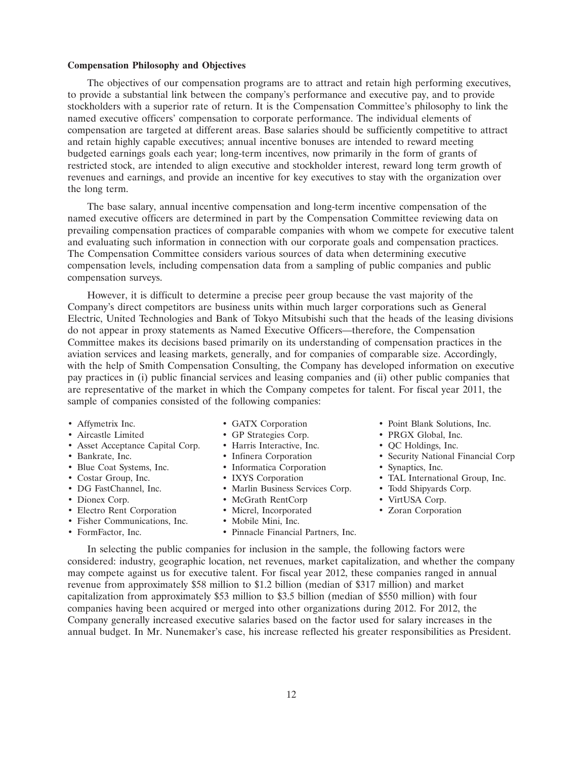**Compensation Philosophy and Objectives**

The objectives of our compensation programs are to attract and retain high performing executives, to provide a substantial link between the company's performance and executive pay, and to provide stockholders with a superior rate of return. It is the Compensation Committee's philosophy to link the named executive officers' compensation to corporate performance. The individual elements of compensation are targeted at different areas. Base salaries should be sufficiently competitive to attract and retain highly capable executives; annual incentive bonuses are intended to reward meeting budgeted earnings goals each year; long-term incentives, now primarily in the form of grants of restricted stock, are intended to align executive and stockholder interest, reward long term growth of revenues and earnings, and provide an incentive for key executives to stay with the organization over the long term.

The base salary, annual incentive compensation and long-term incentive compensation of the named executive officers are determined in part by the Compensation Committee reviewing data on prevailing compensation practices of comparable companies with whom we compete for executive talent and evaluating such information in connection with our corporate goals and compensation practices. The Compensation Committee considers various sources of data when determining executive compensation levels, including compensation data from a sampling of public companies and public compensation surveys.

However, it is difficult to determine a precise peer group because the vast majority of the Company's direct competitors are business units within much larger corporations such as General Electric, United Technologies and Bank of Tokyo Mitsubishi such that the heads of the leasing divisions do not appear in proxy statements as Named Executive Officers—therefore, the Compensation Committee makes its decisions based primarily on its understanding of compensation practices in the aviation services and leasing markets, generally, and for companies of comparable size. Accordingly, with the help of Smith Compensation Consulting, the Company has developed information on executive pay practices in (i) public financial services and leasing companies and (ii) other public companies that are representative of the market in which the Company competes for talent. For fiscal year 2011, the sample of companies consisted of the following companies:

- Affymetrix Inc.
- Aircastle Limited
- Asset Acceptance Capital Corp.
- Bankrate, Inc.
- Blue Coat Systems, Inc.
- Costar Group, Inc.
- DG FastChannel, Inc.
- Dionex Corp.
- Electro Rent Corporation
- Fisher Communications, Inc.
- FormFactor, Inc.
- GATX Corporation
- GP Strategies Corp.
- Harris Interactive, Inc.
- Infinera Corporation
- Informatica Corporation
- IXYS Corporation
- Marlin Business Services Corp.
- McGrath RentCorp
- Micrel, Incorporated
- Mobile Mini, Inc.
- Pinnacle Financial Partners, Inc.
- Point Blank Solutions, Inc.
- PRGX Global, Inc.
- QC Holdings, Inc.
- Security National Financial Corp
- Synaptics, Inc.
- TAL International Group, Inc.
- Todd Shipyards Corp.
- VirtUSA Corp.
- Zoran Corporation

In selecting the public companies for inclusion in the sample, the following factors were considered: industry, geographic location, net revenues, market capitalization, and whether the company may compete against us for executive talent. For fiscal year 2012, these companies ranged in annual revenue from approximately $58 million to $1.2 billion (median of $317 million) and market capitalization from approximately $53 million to $3.5 billion (median of $550 million) with four companies having been acquired or merged into other organizations during 2012. For 2012, the Company generally increased executive salaries based on the factor used for salary increases in the annual budget. In Mr. Nunemaker's case, his increase reflected his greater responsibilities as President.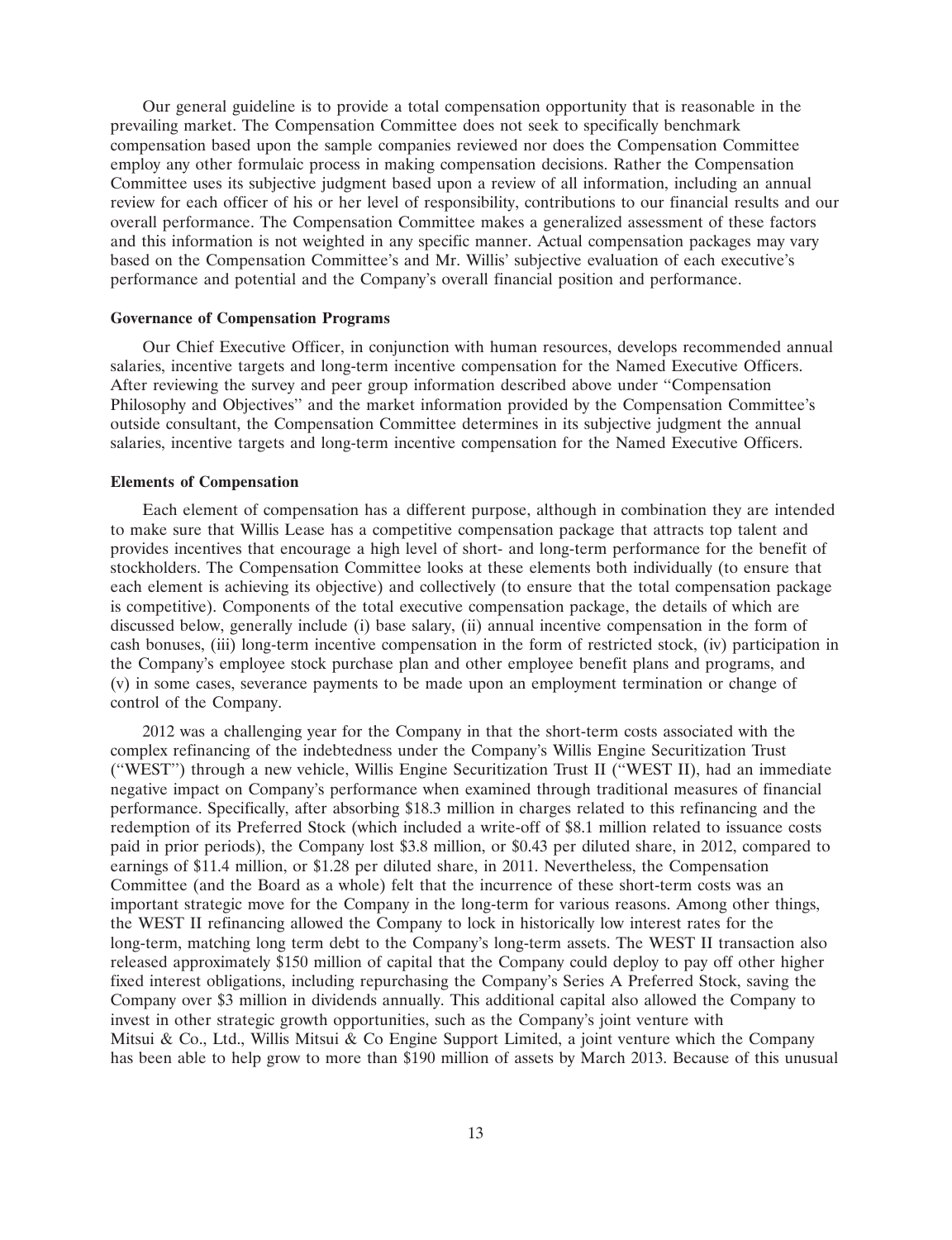Our general guideline is to provide a total compensation opportunity that is reasonable in the prevailing market. The Compensation Committee does not seek to specifically benchmark compensation based upon the sample companies reviewed nor does the Compensation Committee employ any other formulaic process in making compensation decisions. Rather the Compensation Committee uses its subjective judgment based upon a review of all information, including an annual review for each officer of his or her level of responsibility, contributions to our financial results and our overall performance. The Compensation Committee makes a generalized assessment of these factors and this information is not weighted in any specific manner. Actual compensation packages may vary based on the Compensation Committee's and Mr. Willis' subjective evaluation of each executive's performance and potential and the Company's overall financial position and performance.

**Governance of Compensation Programs**

Our Chief Executive Officer, in conjunction with human resources, develops recommended annual salaries, incentive targets and long-term incentive compensation for the Named Executive Officers. After reviewing the survey and peer group information described above under "Compensation Philosophy and Objectives" and the market information provided by the Compensation Committee's outside consultant, the Compensation Committee determines in its subjective judgment the annual salaries, incentive targets and long-term incentive compensation for the Named Executive Officers.

**Elements of Compensation**

Each element of compensation has a different purpose, although in combination they are intended to make sure that Willis Lease has a competitive compensation package that attracts top talent and provides incentives that encourage a high level of short- and long-term performance for the benefit of stockholders. The Compensation Committee looks at these elements both individually (to ensure that each element is achieving its objective) and collectively (to ensure that the total compensation package is competitive). Components of the total executive compensation package, the details of which are discussed below, generally include (i) base salary, (ii) annual incentive compensation in the form of cash bonuses, (iii) long-term incentive compensation in the form of restricted stock, (iv) participation in the Company's employee stock purchase plan and other employee benefit plans and programs, and (v) in some cases, severance payments to be made upon an employment termination or change of control of the Company.

2012 was a challenging year for the Company in that the short-term costs associated with the complex refinancing of the indebtedness under the Company's Willis Engine Securitization Trust ("WEST") through a new vehicle, Willis Engine Securitization Trust II ("WEST II), had an immediate negative impact on Company's performance when examined through traditional measures of financial performance. Specifically, after absorbing $18.3 million in charges related to this refinancing and the redemption of its Preferred Stock (which included a write-off of $8.1 million related to issuance costs paid in prior periods), the Company lost $3.8 million, or $0.43 per diluted share, in 2012, compared to earnings of $11.4 million, or $1.28 per diluted share, in 2011. Nevertheless, the Compensation Committee (and the Board as a whole) felt that the incurrence of these short-term costs was an important strategic move for the Company in the long-term for various reasons. Among other things, the WEST II refinancing allowed the Company to lock in historically low interest rates for the long-term, matching long term debt to the Company's long-term assets. The WEST II transaction also released approximately $150 million of capital that the Company could deploy to pay off other higher fixed interest obligations, including repurchasing the Company's Series A Preferred Stock, saving the Company over $3 million in dividends annually. This additional capital also allowed the Company to invest in other strategic growth opportunities, such as the Company's joint venture with Mitsui & Co., Ltd., Willis Mitsui & Co Engine Support Limited, a joint venture which the Company has been able to help grow to more than $190 million of assets by March 2013. Because of this unusual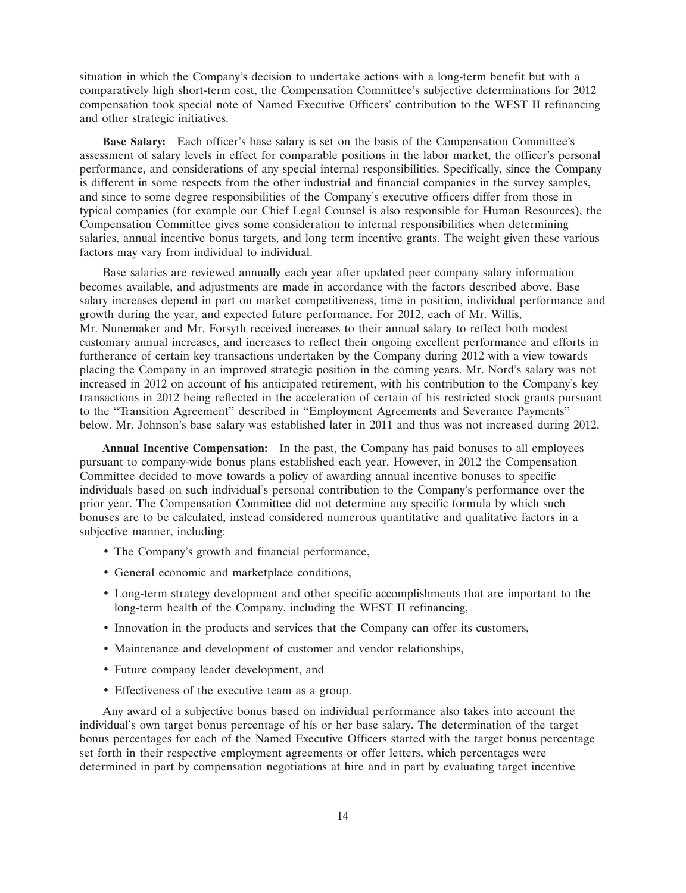situation in which the Company's decision to undertake actions with a long-term benefit but with a comparatively high short-term cost, the Compensation Committee's subjective determinations for 2012 compensation took special note of Named Executive Officers' contribution to the WEST II refinancing and other strategic initiatives.

**Base Salary:** Each officer's base salary is set on the basis of the Compensation Committee's assessment of salary levels in effect for comparable positions in the labor market, the officer's personal performance, and considerations of any special internal responsibilities. Specifically, since the Company is different in some respects from the other industrial and financial companies in the survey samples, and since to some degree responsibilities of the Company's executive officers differ from those in typical companies (for example our Chief Legal Counsel is also responsible for Human Resources), the Compensation Committee gives some consideration to internal responsibilities when determining salaries, annual incentive bonus targets, and long term incentive grants. The weight given these various factors may vary from individual to individual.

Base salaries are reviewed annually each year after updated peer company salary information becomes available, and adjustments are made in accordance with the factors described above. Base salary increases depend in part on market competitiveness, time in position, individual performance and growth during the year, and expected future performance. For 2012, each of Mr. Willis, Mr. Nunemaker and Mr. Forsyth received increases to their annual salary to reflect both modest customary annual increases, and increases to reflect their ongoing excellent performance and efforts in furtherance of certain key transactions undertaken by the Company during 2012 with a view towards placing the Company in an improved strategic position in the coming years. Mr. Nord's salary was not increased in 2012 on account of his anticipated retirement, with his contribution to the Company's key transactions in 2012 being reflected in the acceleration of certain of his restricted stock grants pursuant to the "Transition Agreement" described in "Employment Agreements and Severance Payments" below. Mr. Johnson's base salary was established later in 2011 and thus was not increased during 2012.

**Annual Incentive Compensation:** In the past, the Company has paid bonuses to all employees pursuant to company-wide bonus plans established each year. However, in 2012 the Compensation Committee decided to move towards a policy of awarding annual incentive bonuses to specific individuals based on such individual's personal contribution to the Company's performance over the prior year. The Compensation Committee did not determine any specific formula by which such bonuses are to be calculated, instead considered numerous quantitative and qualitative factors in a subjective manner, including:

- The Company's growth and financial performance,
- General economic and marketplace conditions,
- Long-term strategy development and other specific accomplishments that are important to the long-term health of the Company, including the WEST II refinancing,
- Innovation in the products and services that the Company can offer its customers,
- Maintenance and development of customer and vendor relationships,
- Future company leader development, and
- Effectiveness of the executive team as a group.

Any award of a subjective bonus based on individual performance also takes into account the individual's own target bonus percentage of his or her base salary. The determination of the target bonus percentages for each of the Named Executive Officers started with the target bonus percentage set forth in their respective employment agreements or offer letters, which percentages were determined in part by compensation negotiations at hire and in part by evaluating target incentive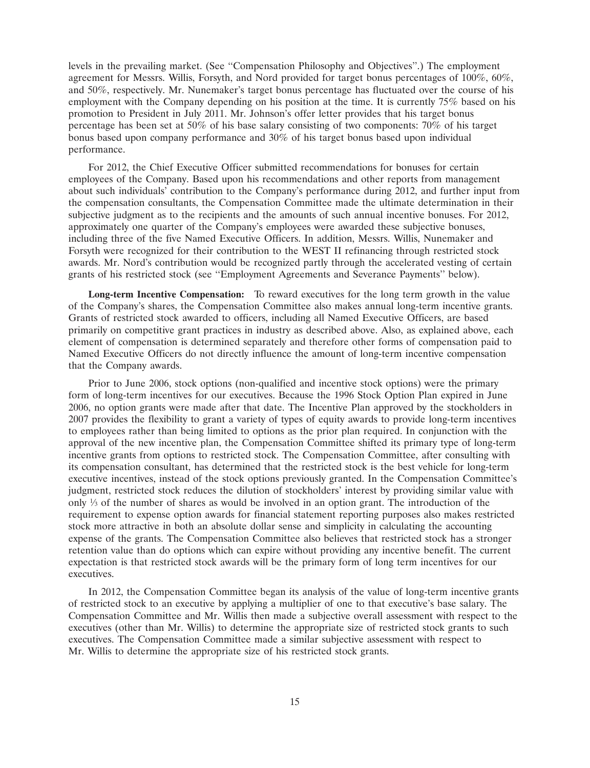levels in the prevailing market. (See "Compensation Philosophy and Objectives".) The employment agreement for Messrs. Willis, Forsyth, and Nord provided for target bonus percentages of 100%, 60%, and 50%, respectively. Mr. Nunemaker's target bonus percentage has fluctuated over the course of his employment with the Company depending on his position at the time. It is currently 75% based on his promotion to President in July 2011. Mr. Johnson's offer letter provides that his target bonus percentage has been set at 50% of his base salary consisting of two components: 70% of his target bonus based upon company performance and 30% of his target bonus based upon individual performance.

For 2012, the Chief Executive Officer submitted recommendations for bonuses for certain employees of the Company. Based upon his recommendations and other reports from management about such individuals' contribution to the Company's performance during 2012, and further input from the compensation consultants, the Compensation Committee made the ultimate determination in their subjective judgment as to the recipients and the amounts of such annual incentive bonuses. For 2012, approximately one quarter of the Company's employees were awarded these subjective bonuses, including three of the five Named Executive Officers. In addition, Messrs. Willis, Nunemaker and Forsyth were recognized for their contribution to the WEST II refinancing through restricted stock awards. Mr. Nord's contribution would be recognized partly through the accelerated vesting of certain grants of his restricted stock (see "Employment Agreements and Severance Payments" below).

**Long-term Incentive Compensation:** To reward executives for the long term growth in the value of the Company's shares, the Compensation Committee also makes annual long-term incentive grants. Grants of restricted stock awarded to officers, including all Named Executive Officers, are based primarily on competitive grant practices in industry as described above. Also, as explained above, each element of compensation is determined separately and therefore other forms of compensation paid to Named Executive Officers do not directly influence the amount of long-term incentive compensation that the Company awards.

Prior to June 2006, stock options (non-qualified and incentive stock options) were the primary form of long-term incentives for our executives. Because the 1996 Stock Option Plan expired in June 2006, no option grants were made after that date. The Incentive Plan approved by the stockholders in 2007 provides the flexibility to grant a variety of types of equity awards to provide long-term incentives to employees rather than being limited to options as the prior plan required. In conjunction with the approval of the new incentive plan, the Compensation Committee shifted its primary type of long-term incentive grants from options to restricted stock. The Compensation Committee, after consulting with its compensation consultant, has determined that the restricted stock is the best vehicle for long-term executive incentives, instead of the stock options previously granted. In the Compensation Committee's judgment, restricted stock reduces the dilution of stockholders' interest by providing similar value with only ⅓ of the number of shares as would be involved in an option grant. The introduction of the requirement to expense option awards for financial statement reporting purposes also makes restricted stock more attractive in both an absolute dollar sense and simplicity in calculating the accounting expense of the grants. The Compensation Committee also believes that restricted stock has a stronger retention value than do options which can expire without providing any incentive benefit. The current expectation is that restricted stock awards will be the primary form of long term incentives for our executives.

In 2012, the Compensation Committee began its analysis of the value of long-term incentive grants of restricted stock to an executive by applying a multiplier of one to that executive's base salary. The Compensation Committee and Mr. Willis then made a subjective overall assessment with respect to the executives (other than Mr. Willis) to determine the appropriate size of restricted stock grants to such executives. The Compensation Committee made a similar subjective assessment with respect to Mr. Willis to determine the appropriate size of his restricted stock grants.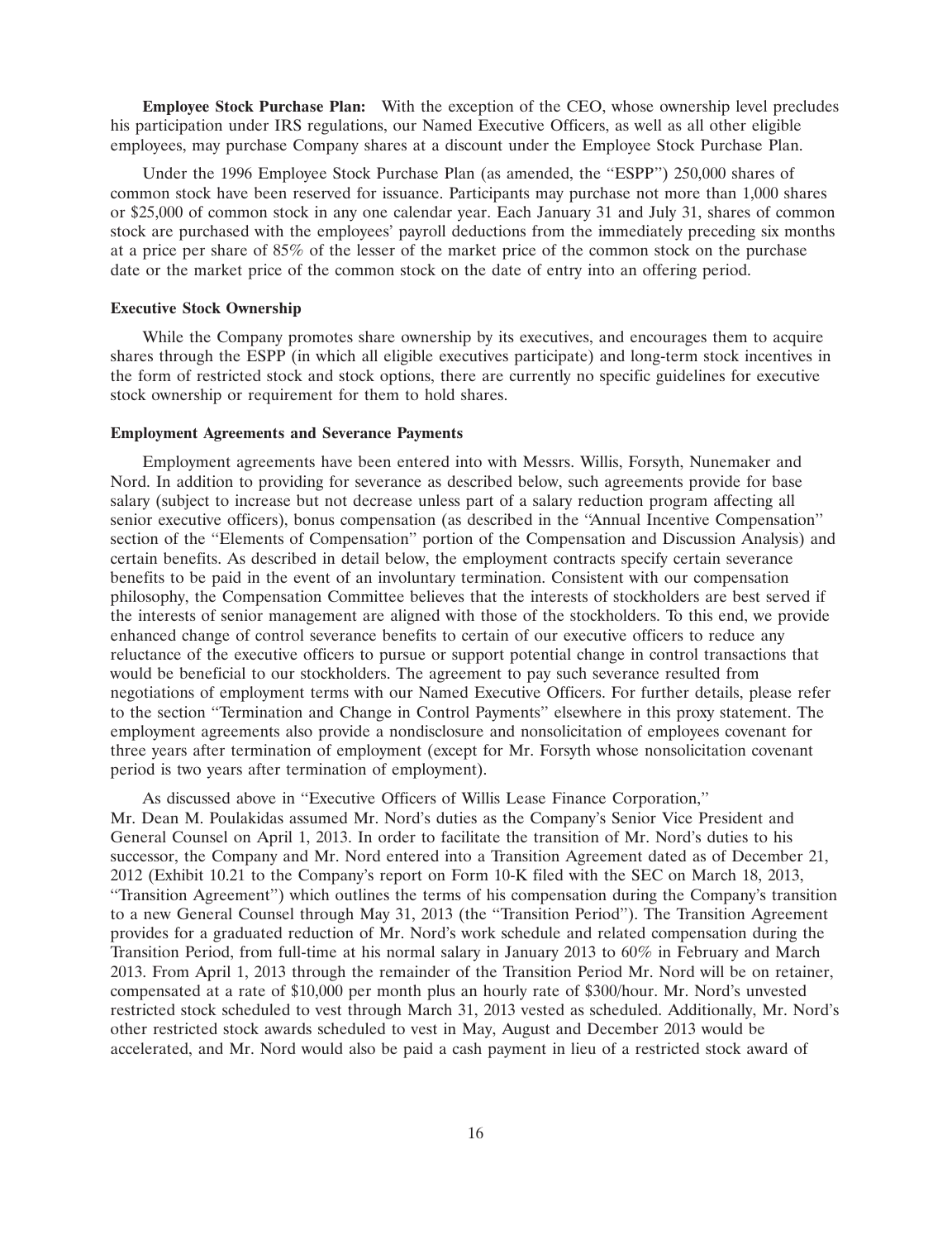**Employee Stock Purchase Plan:** With the exception of the CEO, whose ownership level precludes his participation under IRS regulations, our Named Executive Officers, as well as all other eligible employees, may purchase Company shares at a discount under the Employee Stock Purchase Plan.

Under the 1996 Employee Stock Purchase Plan (as amended, the "ESPP") 250,000 shares of common stock have been reserved for issuance. Participants may purchase not more than 1,000 shares or $25,000 of common stock in any one calendar year. Each January 31 and July 31, shares of common stock are purchased with the employees' payroll deductions from the immediately preceding six months at a price per share of 85% of the lesser of the market price of the common stock on the purchase date or the market price of the common stock on the date of entry into an offering period.

**Executive Stock Ownership**

While the Company promotes share ownership by its executives, and encourages them to acquire shares through the ESPP (in which all eligible executives participate) and long-term stock incentives in the form of restricted stock and stock options, there are currently no specific guidelines for executive stock ownership or requirement for them to hold shares.

**Employment Agreements and Severance Payments**

Employment agreements have been entered into with Messrs. Willis, Forsyth, Nunemaker and Nord. In addition to providing for severance as described below, such agreements provide for base salary (subject to increase but not decrease unless part of a salary reduction program affecting all senior executive officers), bonus compensation (as described in the "Annual Incentive Compensation" section of the "Elements of Compensation" portion of the Compensation and Discussion Analysis) and certain benefits. As described in detail below, the employment contracts specify certain severance benefits to be paid in the event of an involuntary termination. Consistent with our compensation philosophy, the Compensation Committee believes that the interests of stockholders are best served if the interests of senior management are aligned with those of the stockholders. To this end, we provide enhanced change of control severance benefits to certain of our executive officers to reduce any reluctance of the executive officers to pursue or support potential change in control transactions that would be beneficial to our stockholders. The agreement to pay such severance resulted from negotiations of employment terms with our Named Executive Officers. For further details, please refer to the section "Termination and Change in Control Payments" elsewhere in this proxy statement. The employment agreements also provide a nondisclosure and nonsolicitation of employees covenant for three years after termination of employment (except for Mr. Forsyth whose nonsolicitation covenant period is two years after termination of employment).

As discussed above in "Executive Officers of Willis Lease Finance Corporation," Mr. Dean M. Poulakidas assumed Mr. Nord's duties as the Company's Senior Vice President and General Counsel on April 1, 2013. In order to facilitate the transition of Mr. Nord's duties to his successor, the Company and Mr. Nord entered into a Transition Agreement dated as of December 21, 2012 (Exhibit 10.21 to the Company's report on Form 10-K filed with the SEC on March 18, 2013, "Transition Agreement") which outlines the terms of his compensation during the Company's transition to a new General Counsel through May 31, 2013 (the "Transition Period"). The Transition Agreement provides for a graduated reduction of Mr. Nord's work schedule and related compensation during the Transition Period, from full-time at his normal salary in January 2013 to 60% in February and March 2013. From April 1, 2013 through the remainder of the Transition Period Mr. Nord will be on retainer, compensated at a rate of $10,000 per month plus an hourly rate of $300/hour. Mr. Nord's unvested restricted stock scheduled to vest through March 31, 2013 vested as scheduled. Additionally, Mr. Nord's other restricted stock awards scheduled to vest in May, August and December 2013 would be accelerated, and Mr. Nord would also be paid a cash payment in lieu of a restricted stock award of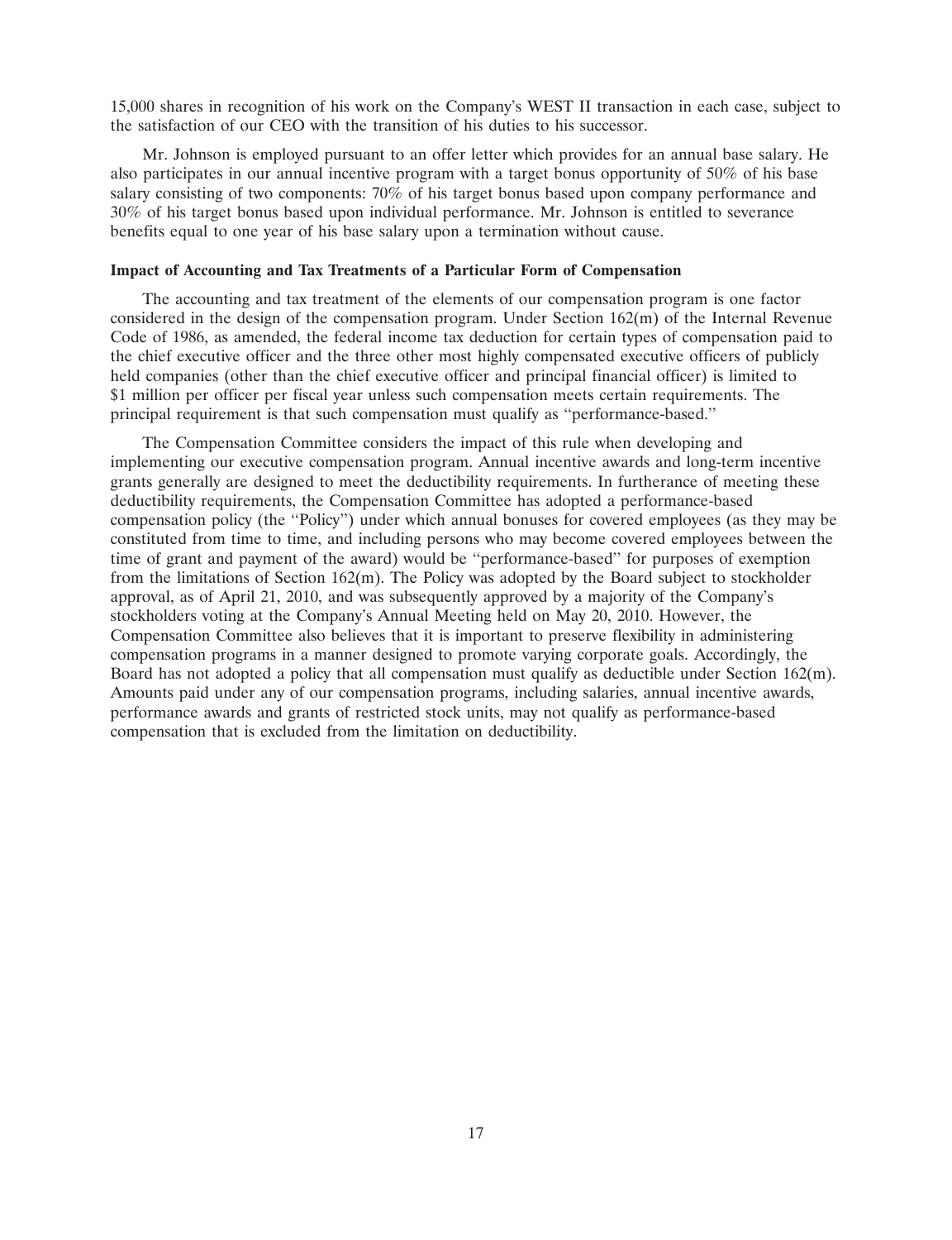15,000 shares in recognition of his work on the Company's WEST II transaction in each case, subject to the satisfaction of our CEO with the transition of his duties to his successor.

Mr. Johnson is employed pursuant to an offer letter which provides for an annual base salary. He also participates in our annual incentive program with a target bonus opportunity of 50% of his base salary consisting of two components: 70% of his target bonus based upon company performance and 30% of his target bonus based upon individual performance. Mr. Johnson is entitled to severance benefits equal to one year of his base salary upon a termination without cause.

**Impact of Accounting and Tax Treatments of a Particular Form of Compensation**

The accounting and tax treatment of the elements of our compensation program is one factor considered in the design of the compensation program. Under Section 162(m) of the Internal Revenue Code of 1986, as amended, the federal income tax deduction for certain types of compensation paid to the chief executive officer and the three other most highly compensated executive officers of publicly held companies (other than the chief executive officer and principal financial officer) is limited to $1 million per officer per fiscal year unless such compensation meets certain requirements. The principal requirement is that such compensation must qualify as "performance-based."

The Compensation Committee considers the impact of this rule when developing and implementing our executive compensation program. Annual incentive awards and long-term incentive grants generally are designed to meet the deductibility requirements. In furtherance of meeting these deductibility requirements, the Compensation Committee has adopted a performance-based compensation policy (the "Policy") under which annual bonuses for covered employees (as they may be constituted from time to time, and including persons who may become covered employees between the time of grant and payment of the award) would be "performance-based" for purposes of exemption from the limitations of Section 162(m). The Policy was adopted by the Board subject to stockholder approval, as of April 21, 2010, and was subsequently approved by a majority of the Company's stockholders voting at the Company's Annual Meeting held on May 20, 2010. However, the Compensation Committee also believes that it is important to preserve flexibility in administering compensation programs in a manner designed to promote varying corporate goals. Accordingly, the Board has not adopted a policy that all compensation must qualify as deductible under Section 162(m). Amounts paid under any of our compensation programs, including salaries, annual incentive awards, performance awards and grants of restricted stock units, may not qualify as performance-based compensation that is excluded from the limitation on deductibility.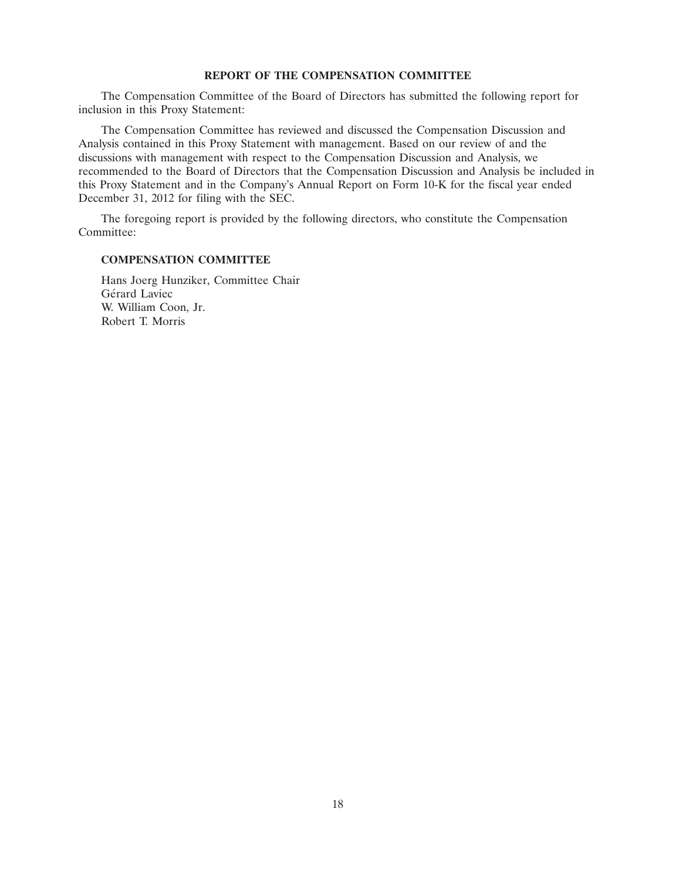## REPORT OF THE COMPENSATION COMMITTEE

The Compensation Committee of the Board of Directors has submitted the following report for inclusion in this Proxy Statement:

The Compensation Committee has reviewed and discussed the Compensation Discussion and Analysis contained in this Proxy Statement with management. Based on our review of and the discussions with management with respect to the Compensation Discussion and Analysis, we recommended to the Board of Directors that the Compensation Discussion and Analysis be included in this Proxy Statement and in the Company's Annual Report on Form 10-K for the fiscal year ended December 31, 2012 for filing with the SEC.

The foregoing report is provided by the following directors, who constitute the Compensation Committee:

**COMPENSATION COMMITTEE**

Hans Joerg Hunziker, Committee Chair
Gérard Laviec
W. William Coon, Jr.
Robert T. Morris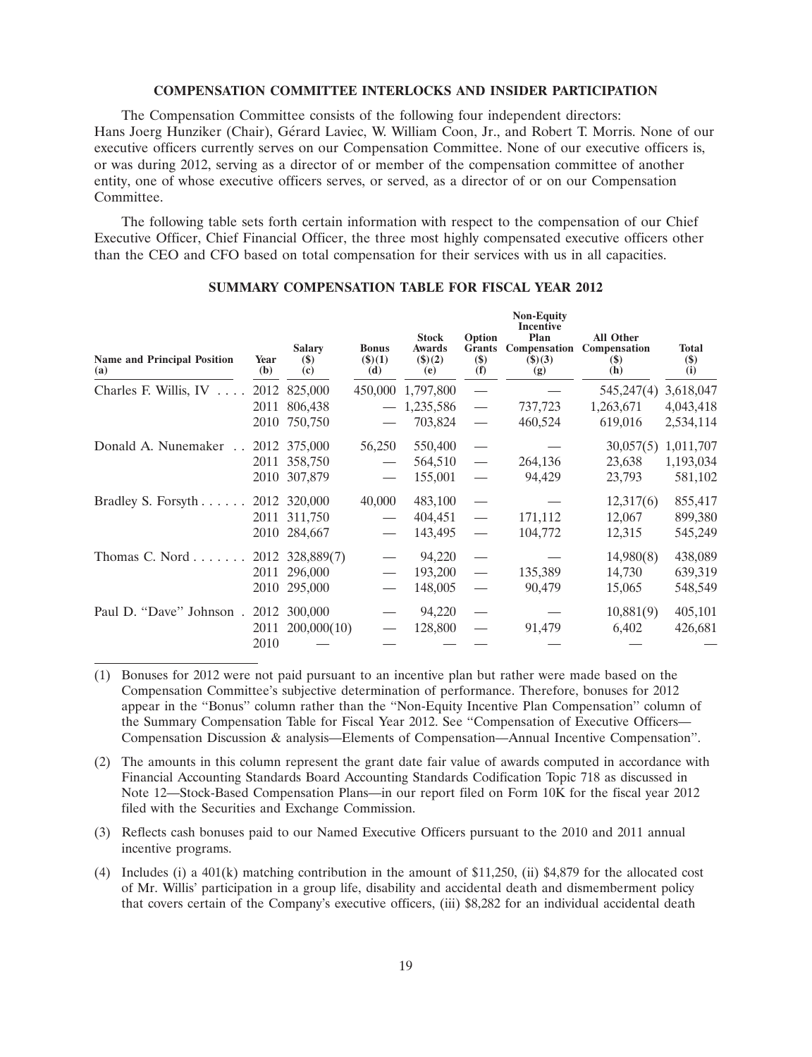## COMPENSATION COMMITTEE INTERLOCKS AND INSIDER PARTICIPATION

The Compensation Committee consists of the following four independent directors: Hans Joerg Hunziker (Chair), Gérard Laviec, W. William Coon, Jr., and Robert T. Morris. None of our executive officers currently serves on our Compensation Committee. None of our executive officers is, or was during 2012, serving as a director of or member of the compensation committee of another entity, one of whose executive officers serves, or served, as a director of or on our Compensation Committee.

The following table sets forth certain information with respect to the compensation of our Chief Executive Officer, Chief Financial Officer, the three most highly compensated executive officers other than the CEO and CFO based on total compensation for their services with us in all capacities.

### SUMMARY COMPENSATION TABLE FOR FISCAL YEAR 2012

| Name and Principal Position (a) | Year (b) | Salary ($) (c) | Bonus ($)(1) (d) | Stock Awards ($)(2) (e) | Option Grants ($) (f) | Non-Equity Incentive Plan Compensation ($)(3) (g) | All Other Compensation ($) (h) | Total ($) (i) |
|---|---|---|---|---|---|---|---|---|
| Charles F. Willis, IV | 2012 | 825,000 | 450,000 | 1,797,800 | — | — | 545,247(4) | 3,618,047 |
| | 2011 | 806,438 | — | 1,235,586 | — | 737,723 | 1,263,671 | 4,043,418 |
| | 2010 | 750,750 | — | 703,824 | — | 460,524 | 619,016 | 2,534,114 |
| Donald A. Nunemaker | 2012 | 375,000 | 56,250 | 550,400 | — | — | 30,057(5) | 1,011,707 |
| | 2011 | 358,750 | — | 564,510 | — | 264,136 | 23,638 | 1,193,034 |
| | 2010 | 307,879 | — | 155,001 | — | 94,429 | 23,793 | 581,102 |
| Bradley S. Forsyth | 2012 | 320,000 | 40,000 | 483,100 | — | — | 12,317(6) | 855,417 |
| | 2011 | 311,750 | — | 404,451 | — | 171,112 | 12,067 | 899,380 |
| | 2010 | 284,667 | — | 143,495 | — | 104,772 | 12,315 | 545,249 |
| Thomas C. Nord | 2012 | 328,889(7) | — | 94,220 | — | — | 14,980(8) | 438,089 |
| | 2011 | 296,000 | — | 193,200 | — | 135,389 | 14,730 | 639,319 |
| | 2010 | 295,000 | — | 148,005 | — | 90,479 | 15,065 | 548,549 |
| Paul D. "Dave" Johnson | 2012 | 300,000 | — | 94,220 | — | — | 10,881(9) | 405,101 |
| | 2011 | 200,000(10) | — | 128,800 | — | 91,479 | 6,402 | 426,681 |
| | 2010 | — | — | — | — | — | — | — |

(1) Bonuses for 2012 were not paid pursuant to an incentive plan but rather were made based on the Compensation Committee's subjective determination of performance. Therefore, bonuses for 2012 appear in the "Bonus" column rather than the "Non-Equity Incentive Plan Compensation" column of the Summary Compensation Table for Fiscal Year 2012. See "Compensation of Executive Officers—Compensation Discussion & analysis—Elements of Compensation—Annual Incentive Compensation".

(2) The amounts in this column represent the grant date fair value of awards computed in accordance with Financial Accounting Standards Board Accounting Standards Codification Topic 718 as discussed in Note 12—Stock-Based Compensation Plans—in our report filed on Form 10K for the fiscal year 2012 filed with the Securities and Exchange Commission.

(3) Reflects cash bonuses paid to our Named Executive Officers pursuant to the 2010 and 2011 annual incentive programs.

(4) Includes (i) a 401(k) matching contribution in the amount of $11,250, (ii) $4,879 for the allocated cost of Mr. Willis' participation in a group life, disability and accidental death and dismemberment policy that covers certain of the Company's executive officers, (iii) $8,282 for an individual accidental death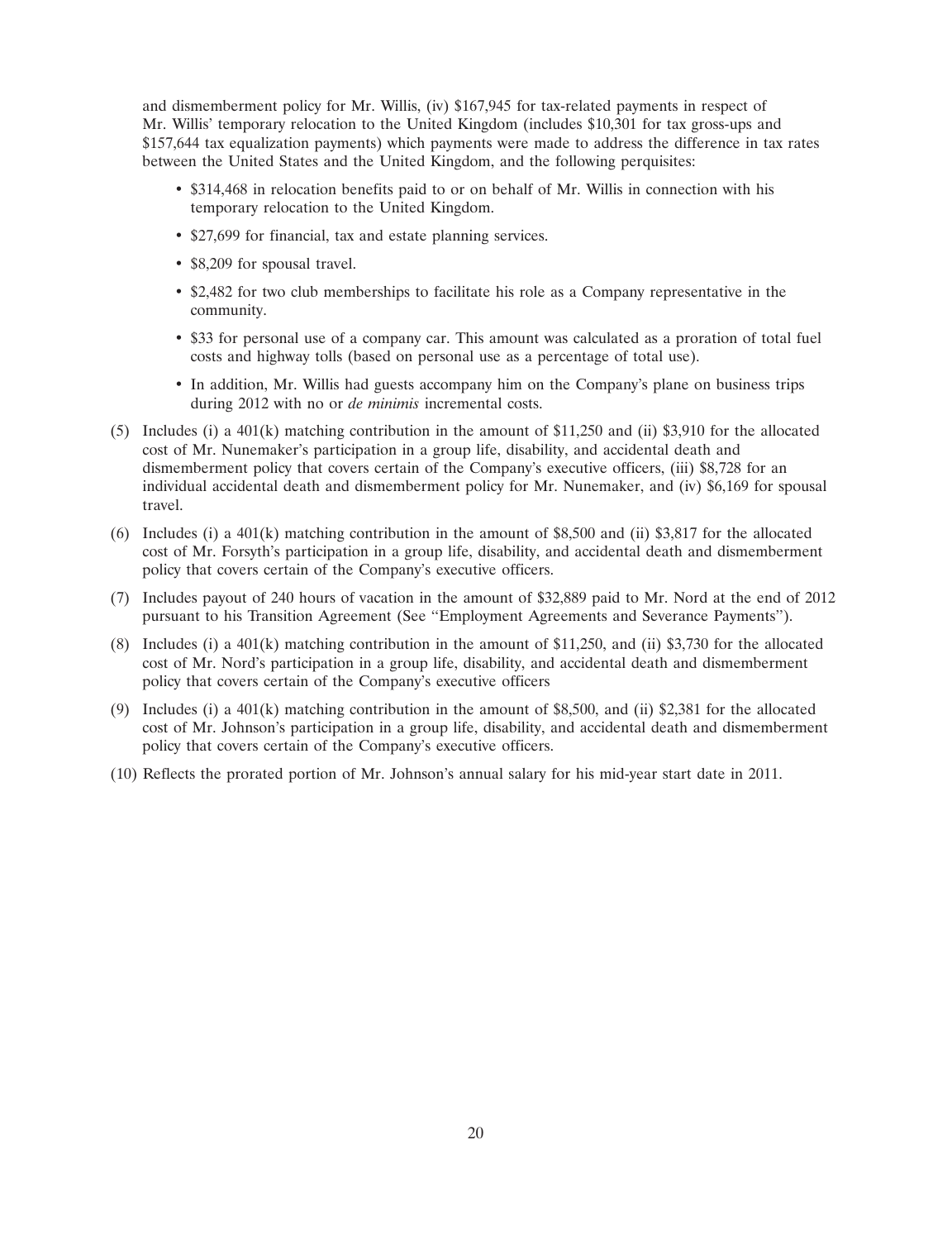and dismemberment policy for Mr. Willis, (iv) $167,945 for tax-related payments in respect of Mr. Willis' temporary relocation to the United Kingdom (includes $10,301 for tax gross-ups and $157,644 tax equalization payments) which payments were made to address the difference in tax rates between the United States and the United Kingdom, and the following perquisites:

- $314,468 in relocation benefits paid to or on behalf of Mr. Willis in connection with his temporary relocation to the United Kingdom.
- $27,699 for financial, tax and estate planning services.
- $8,209 for spousal travel.
- $2,482 for two club memberships to facilitate his role as a Company representative in the community.
- $33 for personal use of a company car. This amount was calculated as a proration of total fuel costs and highway tolls (based on personal use as a percentage of total use).
- In addition, Mr. Willis had guests accompany him on the Company's plane on business trips during 2012 with no or *de minimis* incremental costs.

(5) Includes (i) a 401(k) matching contribution in the amount of $11,250 and (ii) $3,910 for the allocated cost of Mr. Nunemaker's participation in a group life, disability, and accidental death and dismemberment policy that covers certain of the Company's executive officers, (iii) $8,728 for an individual accidental death and dismemberment policy for Mr. Nunemaker, and (iv) $6,169 for spousal travel.

(6) Includes (i) a 401(k) matching contribution in the amount of $8,500 and (ii) $3,817 for the allocated cost of Mr. Forsyth's participation in a group life, disability, and accidental death and dismemberment policy that covers certain of the Company's executive officers.

(7) Includes payout of 240 hours of vacation in the amount of $32,889 paid to Mr. Nord at the end of 2012 pursuant to his Transition Agreement (See "Employment Agreements and Severance Payments").

(8) Includes (i) a 401(k) matching contribution in the amount of $11,250, and (ii) $3,730 for the allocated cost of Mr. Nord's participation in a group life, disability, and accidental death and dismemberment policy that covers certain of the Company's executive officers

(9) Includes (i) a 401(k) matching contribution in the amount of $8,500, and (ii) $2,381 for the allocated cost of Mr. Johnson's participation in a group life, disability, and accidental death and dismemberment policy that covers certain of the Company's executive officers.

(10) Reflects the prorated portion of Mr. Johnson's annual salary for his mid-year start date in 2011.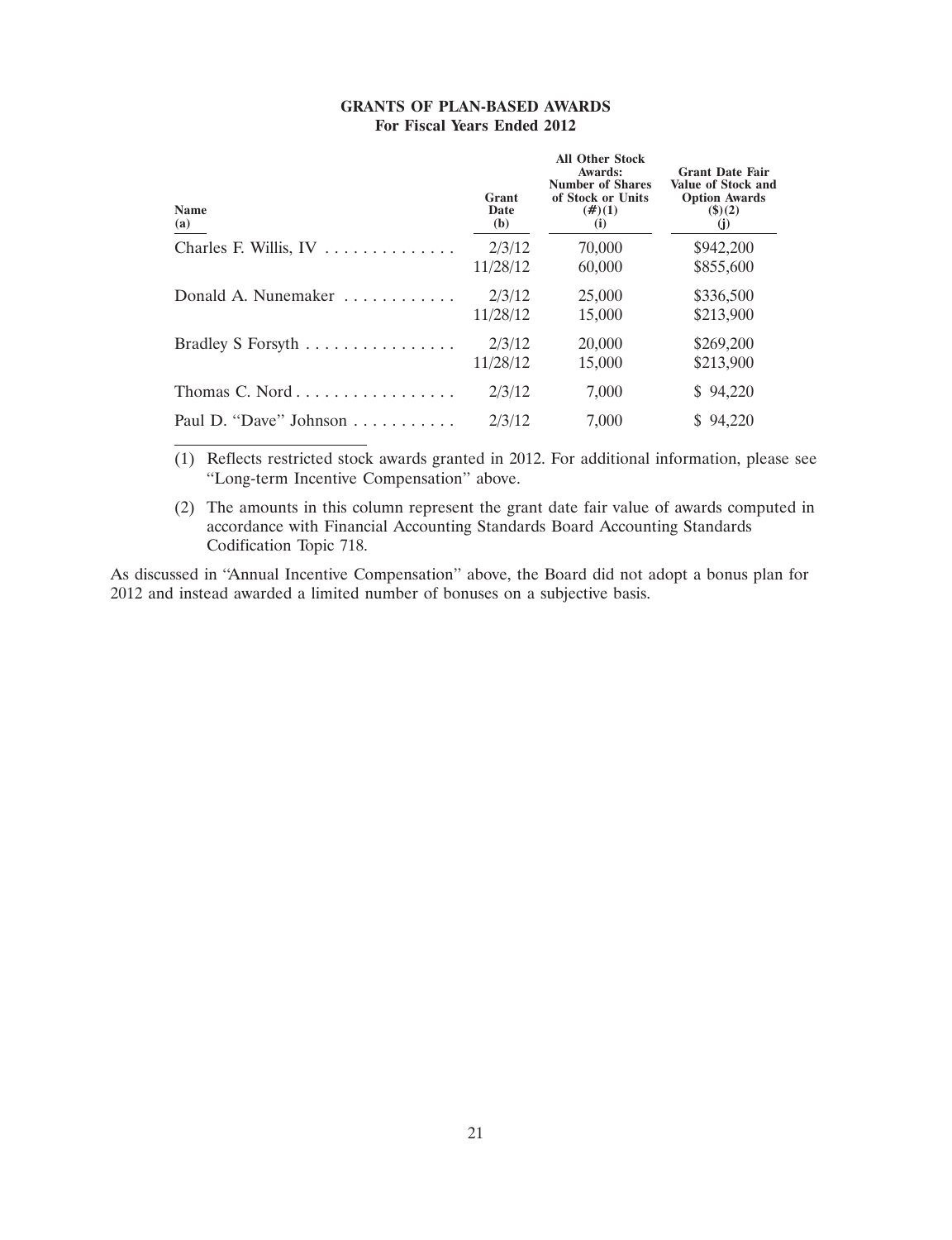## GRANTS OF PLAN-BASED AWARDS
### For Fiscal Years Ended 2012

| Name (a) | Grant Date (b) | All Other Stock Awards: Number of Shares of Stock or Units (#)(1) (i) | Grant Date Fair Value of Stock and Option Awards ($)(2) (j) |
|---|---|---|---|
| Charles F. Willis, IV | 2/3/12 | 70,000 | $942,200 |
| | 11/28/12 | 60,000 | $855,600 |
| Donald A. Nunemaker | 2/3/12 | 25,000 | $336,500 |
| | 11/28/12 | 15,000 | $213,900 |
| Bradley S Forsyth | 2/3/12 | 20,000 | $269,200 |
| | 11/28/12 | 15,000 | $213,900 |
| Thomas C. Nord | 2/3/12 | 7,000 | $ 94,220 |
| Paul D. "Dave" Johnson | 2/3/12 | 7,000 | $ 94,220 |

(1) Reflects restricted stock awards granted in 2012. For additional information, please see "Long-term Incentive Compensation" above.

(2) The amounts in this column represent the grant date fair value of awards computed in accordance with Financial Accounting Standards Board Accounting Standards Codification Topic 718.

As discussed in "Annual Incentive Compensation" above, the Board did not adopt a bonus plan for 2012 and instead awarded a limited number of bonuses on a subjective basis.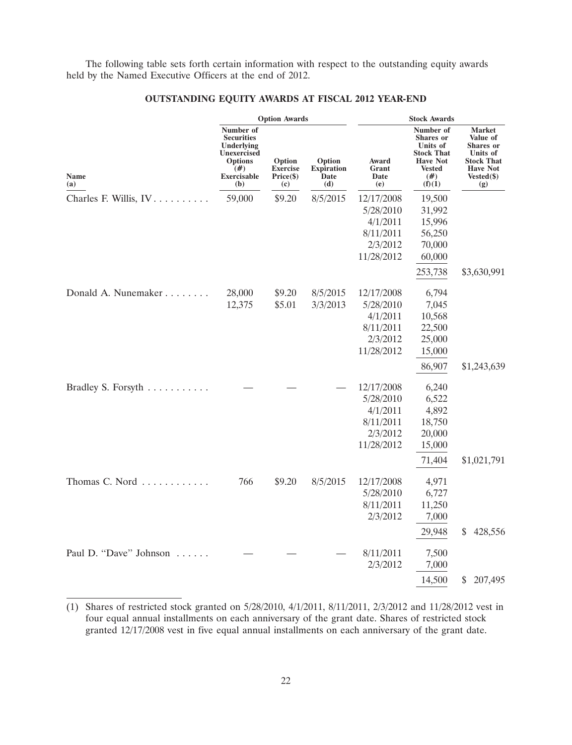The following table sets forth certain information with respect to the outstanding equity awards held by the Named Executive Officers at the end of 2012.

## OUTSTANDING EQUITY AWARDS AT FISCAL 2012 YEAR-END

| | Option Awards | | | Stock Awards | | |
|---|---|---|---|---|---|---|
| Name (a) | Number of Securities Underlying Unexercised Options (#) Exercisable (b) | Option Exercise Price($) (c) | Option Expiration Date (d) | Award Grant Date (e) | Number of Shares or Units of Stock That Have Not Vested (#) (f)(1) | Market Value of Shares or Units of Stock That Have Not Vested($) (g) |
| Charles F. Willis, IV | 59,000 | $9.20 | 8/5/2015 | 12/17/2008 | 19,500 | |
| | | | | 5/28/2010 | 31,992 | |
| | | | | 4/1/2011 | 15,996 | |
| | | | | 8/11/2011 | 56,250 | |
| | | | | 2/3/2012 | 70,000 | |
| | | | | 11/28/2012 | 60,000 | |
| | | | | | 253,738 | $3,630,991 |
| Donald A. Nunemaker | 28,000 | $9.20 | 8/5/2015 | 12/17/2008 | 6,794 | |
| | 12,375 | $5.01 | 3/3/2013 | 5/28/2010 | 7,045 | |
| | | | | 4/1/2011 | 10,568 | |
| | | | | 8/11/2011 | 22,500 | |
| | | | | 2/3/2012 | 25,000 | |
| | | | | 11/28/2012 | 15,000 | |
| | | | | | 86,907 | $1,243,639 |
| Bradley S. Forsyth | — | — | — | 12/17/2008 | 6,240 | |
| | | | | 5/28/2010 | 6,522 | |
| | | | | 4/1/2011 | 4,892 | |
| | | | | 8/11/2011 | 18,750 | |
| | | | | 2/3/2012 | 20,000 | |
| | | | | 11/28/2012 | 15,000 | |
| | | | | | 71,404 | $1,021,791 |
| Thomas C. Nord | 766 | $9.20 | 8/5/2015 | 12/17/2008 | 4,971 | |
| | | | | 5/28/2010 | 6,727 | |
| | | | | 8/11/2011 | 11,250 | |
| | | | | 2/3/2012 | 7,000 | |
| | | | | | 29,948 | $ 428,556 |
| Paul D. "Dave" Johnson | — | — | — | 8/11/2011 | 7,500 | |
| | | | | 2/3/2012 | 7,000 | |
| | | | | | 14,500 | $ 207,495 |

(1) Shares of restricted stock granted on 5/28/2010, 4/1/2011, 8/11/2011, 2/3/2012 and 11/28/2012 vest in four equal annual installments on each anniversary of the grant date. Shares of restricted stock granted 12/17/2008 vest in five equal annual installments on each anniversary of the grant date.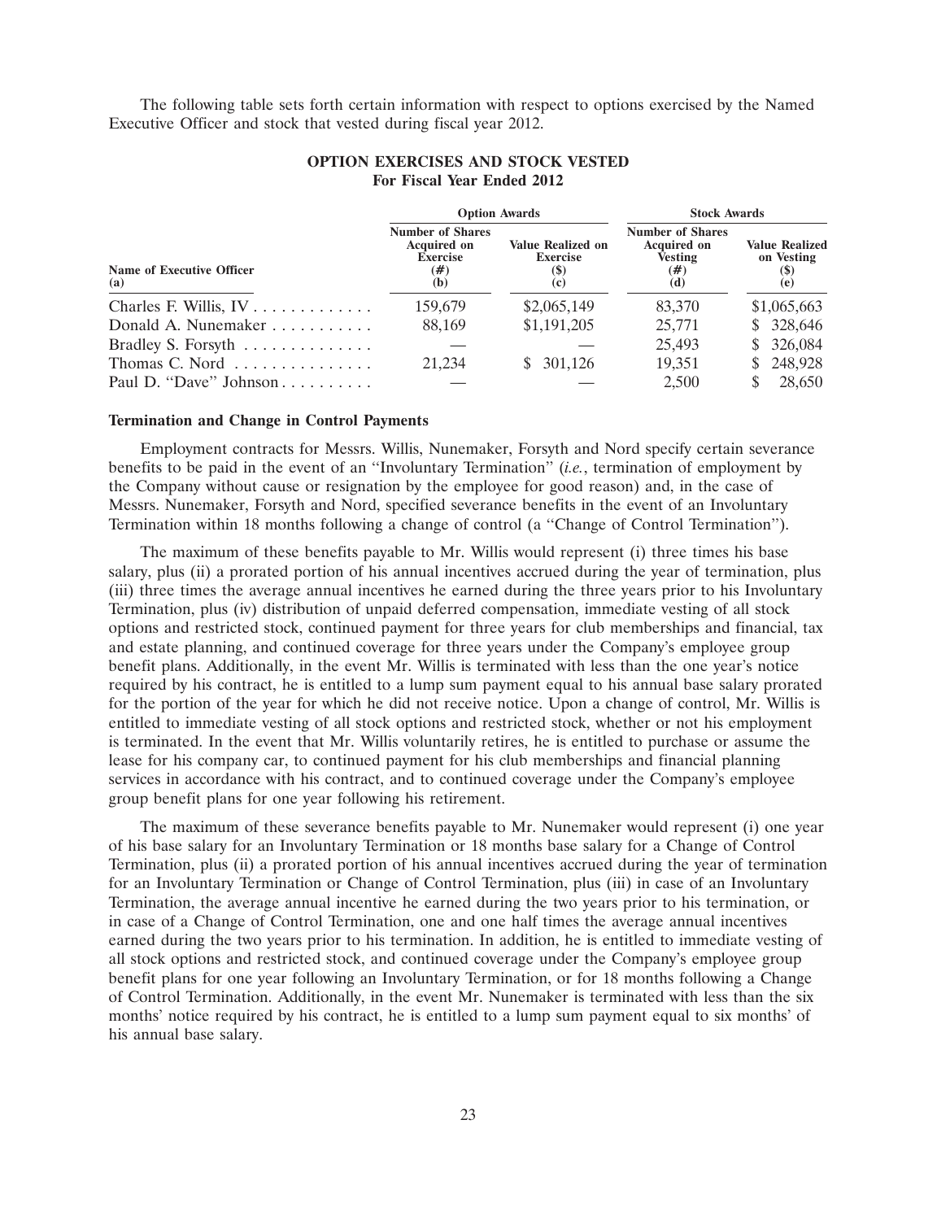The following table sets forth certain information with respect to options exercised by the Named Executive Officer and stock that vested during fiscal year 2012.

## OPTION EXERCISES AND STOCK VESTED
### For Fiscal Year Ended 2012

| | Option Awards | | Stock Awards | |
|---|---|---|---|---|
| Name of Executive Officer (a) | Number of Shares Acquired on Exercise (#) (b) | Value Realized on Exercise ($) (c) | Number of Shares Acquired on Vesting (#) (d) | Value Realized on Vesting ($) (e) |
| Charles F. Willis, IV | 159,679 | $2,065,149 | 83,370 | $1,065,663 |
| Donald A. Nunemaker | 88,169 | $1,191,205 | 25,771 | $ 328,646 |
| Bradley S. Forsyth | — | — | 25,493 | $ 326,084 |
| Thomas C. Nord | 21,234 | $ 301,126 | 19,351 | $ 248,928 |
| Paul D. "Dave" Johnson | — | — | 2,500 | $ 28,650 |

**Termination and Change in Control Payments**

Employment contracts for Messrs. Willis, Nunemaker, Forsyth and Nord specify certain severance benefits to be paid in the event of an "Involuntary Termination" (*i.e.*, termination of employment by the Company without cause or resignation by the employee for good reason) and, in the case of Messrs. Nunemaker, Forsyth and Nord, specified severance benefits in the event of an Involuntary Termination within 18 months following a change of control (a "Change of Control Termination").

The maximum of these benefits payable to Mr. Willis would represent (i) three times his base salary, plus (ii) a prorated portion of his annual incentives accrued during the year of termination, plus (iii) three times the average annual incentives he earned during the three years prior to his Involuntary Termination, plus (iv) distribution of unpaid deferred compensation, immediate vesting of all stock options and restricted stock, continued payment for three years for club memberships and financial, tax and estate planning, and continued coverage for three years under the Company's employee group benefit plans. Additionally, in the event Mr. Willis is terminated with less than the one year's notice required by his contract, he is entitled to a lump sum payment equal to his annual base salary prorated for the portion of the year for which he did not receive notice. Upon a change of control, Mr. Willis is entitled to immediate vesting of all stock options and restricted stock, whether or not his employment is terminated. In the event that Mr. Willis voluntarily retires, he is entitled to purchase or assume the lease for his company car, to continued payment for his club memberships and financial planning services in accordance with his contract, and to continued coverage under the Company's employee group benefit plans for one year following his retirement.

The maximum of these severance benefits payable to Mr. Nunemaker would represent (i) one year of his base salary for an Involuntary Termination or 18 months base salary for a Change of Control Termination, plus (ii) a prorated portion of his annual incentives accrued during the year of termination for an Involuntary Termination or Change of Control Termination, plus (iii) in case of an Involuntary Termination, the average annual incentive he earned during the two years prior to his termination, or in case of a Change of Control Termination, one and one half times the average annual incentives earned during the two years prior to his termination. In addition, he is entitled to immediate vesting of all stock options and restricted stock, and continued coverage under the Company's employee group benefit plans for one year following an Involuntary Termination, or for 18 months following a Change of Control Termination. Additionally, in the event Mr. Nunemaker is terminated with less than the six months' notice required by his contract, he is entitled to a lump sum payment equal to six months' of his annual base salary.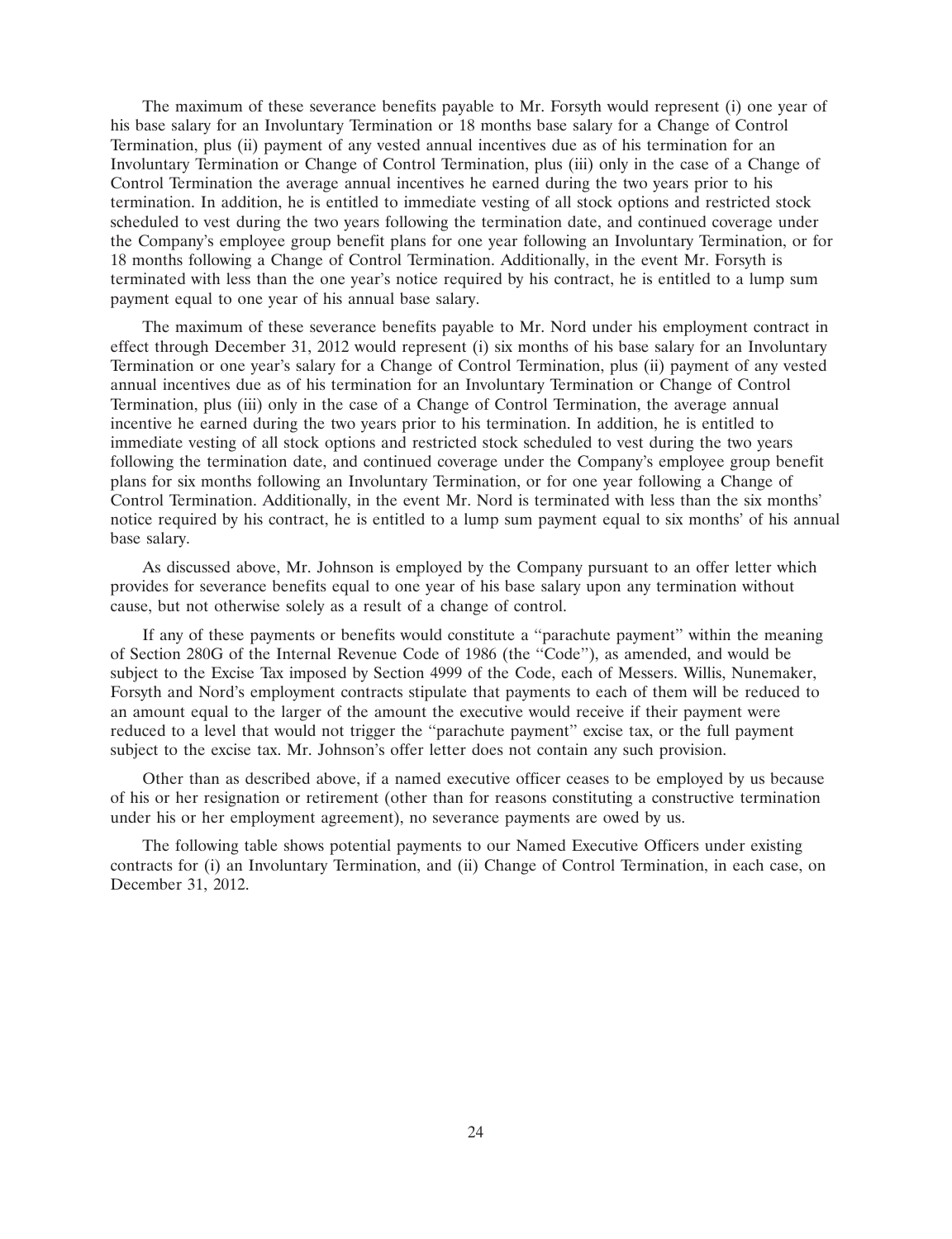The maximum of these severance benefits payable to Mr. Forsyth would represent (i) one year of his base salary for an Involuntary Termination or 18 months base salary for a Change of Control Termination, plus (ii) payment of any vested annual incentives due as of his termination for an Involuntary Termination or Change of Control Termination, plus (iii) only in the case of a Change of Control Termination the average annual incentives he earned during the two years prior to his termination. In addition, he is entitled to immediate vesting of all stock options and restricted stock scheduled to vest during the two years following the termination date, and continued coverage under the Company's employee group benefit plans for one year following an Involuntary Termination, or for 18 months following a Change of Control Termination. Additionally, in the event Mr. Forsyth is terminated with less than the one year's notice required by his contract, he is entitled to a lump sum payment equal to one year of his annual base salary.

The maximum of these severance benefits payable to Mr. Nord under his employment contract in effect through December 31, 2012 would represent (i) six months of his base salary for an Involuntary Termination or one year's salary for a Change of Control Termination, plus (ii) payment of any vested annual incentives due as of his termination for an Involuntary Termination or Change of Control Termination, plus (iii) only in the case of a Change of Control Termination, the average annual incentive he earned during the two years prior to his termination. In addition, he is entitled to immediate vesting of all stock options and restricted stock scheduled to vest during the two years following the termination date, and continued coverage under the Company's employee group benefit plans for six months following an Involuntary Termination, or for one year following a Change of Control Termination. Additionally, in the event Mr. Nord is terminated with less than the six months' notice required by his contract, he is entitled to a lump sum payment equal to six months' of his annual base salary.

As discussed above, Mr. Johnson is employed by the Company pursuant to an offer letter which provides for severance benefits equal to one year of his base salary upon any termination without cause, but not otherwise solely as a result of a change of control.

If any of these payments or benefits would constitute a "parachute payment" within the meaning of Section 280G of the Internal Revenue Code of 1986 (the "Code"), as amended, and would be subject to the Excise Tax imposed by Section 4999 of the Code, each of Messers. Willis, Nunemaker, Forsyth and Nord's employment contracts stipulate that payments to each of them will be reduced to an amount equal to the larger of the amount the executive would receive if their payment were reduced to a level that would not trigger the "parachute payment" excise tax, or the full payment subject to the excise tax. Mr. Johnson's offer letter does not contain any such provision.

Other than as described above, if a named executive officer ceases to be employed by us because of his or her resignation or retirement (other than for reasons constituting a constructive termination under his or her employment agreement), no severance payments are owed by us.

The following table shows potential payments to our Named Executive Officers under existing contracts for (i) an Involuntary Termination, and (ii) Change of Control Termination, in each case, on December 31, 2012.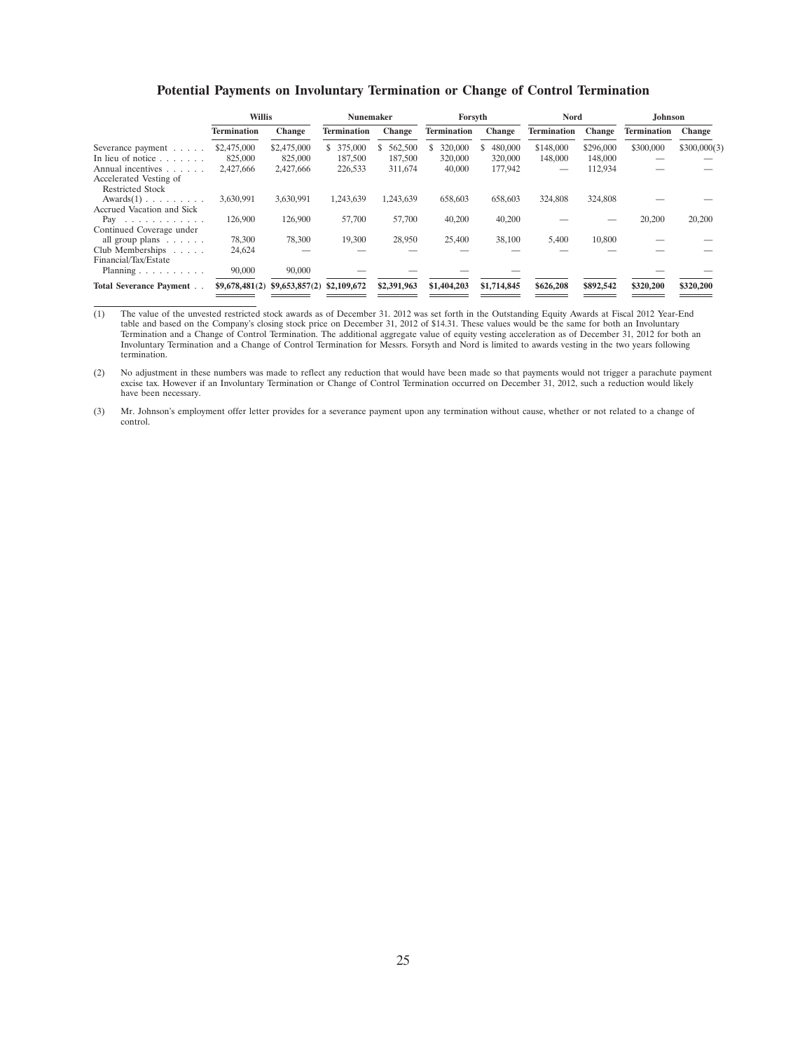## Potential Payments on Involuntary Termination or Change of Control Termination

| | Willis | | Nunemaker | | Forsyth | | Nord | | Johnson | |
|---|---|---|---|---|---|---|---|---|---|---|
| | Termination | Change | Termination | Change | Termination | Change | Termination | Change | Termination | Change |
| Severance payment | $2,475,000 | $2,475,000 | $ 375,000 | $ 562,500 | $ 320,000 | $ 480,000 | $148,000 | $296,000 | $300,000 | $300,000(3) |
| In lieu of notice | 825,000 | 825,000 | 187,500 | 187,500 | 320,000 | 320,000 | 148,000 | 148,000 | — | — |
| Annual incentives | 2,427,666 | 2,427,666 | 226,533 | 311,674 | 40,000 | 177,942 | — | 112,934 | — | — |
| Accelerated Vesting of Restricted Stock Awards(1) | 3,630,991 | 3,630,991 | 1,243,639 | 1,243,639 | 658,603 | 658,603 | 324,808 | 324,808 | — | — |
| Accrued Vacation and Sick Pay | 126,900 | 126,900 | 57,700 | 57,700 | 40,200 | 40,200 | — | — | 20,200 | 20,200 |
| Continued Coverage under all group plans | 78,300 | 78,300 | 19,300 | 28,950 | 25,400 | 38,100 | 5,400 | 10,800 | — | — |
| Club Memberships | 24,624 | — | — | — | — | — | — | — | — | — |
| Financial/Tax/Estate Planning | 90,000 | 90,000 | — | — | — | — | — | — | — | — |
| **Total Severance Payment** | **$9,678,481(2)** | **$9,653,857(2)** | **$2,109,672** | **$2,391,963** | **$1,404,203** | **$1,714,845** | **$626,208** | **$892,542** | **$320,200** | **$320,200** |

(1) The value of the unvested restricted stock awards as of December 31. 2012 was set forth in the Outstanding Equity Awards at Fiscal 2012 Year-End table and based on the Company's closing stock price on December 31, 2012 of $14.31. These values would be the same for both an Involuntary Termination and a Change of Control Termination. The additional aggregate value of equity vesting acceleration as of December 31, 2012 for both an Involuntary Termination and a Change of Control Termination for Messrs. Forsyth and Nord is limited to awards vesting in the two years following termination.

(2) No adjustment in these numbers was made to reflect any reduction that would have been made so that payments would not trigger a parachute payment excise tax. However if an Involuntary Termination or Change of Control Termination occurred on December 31, 2012, such a reduction would likely have been necessary.

(3) Mr. Johnson's employment offer letter provides for a severance payment upon any termination without cause, whether or not related to a change of control.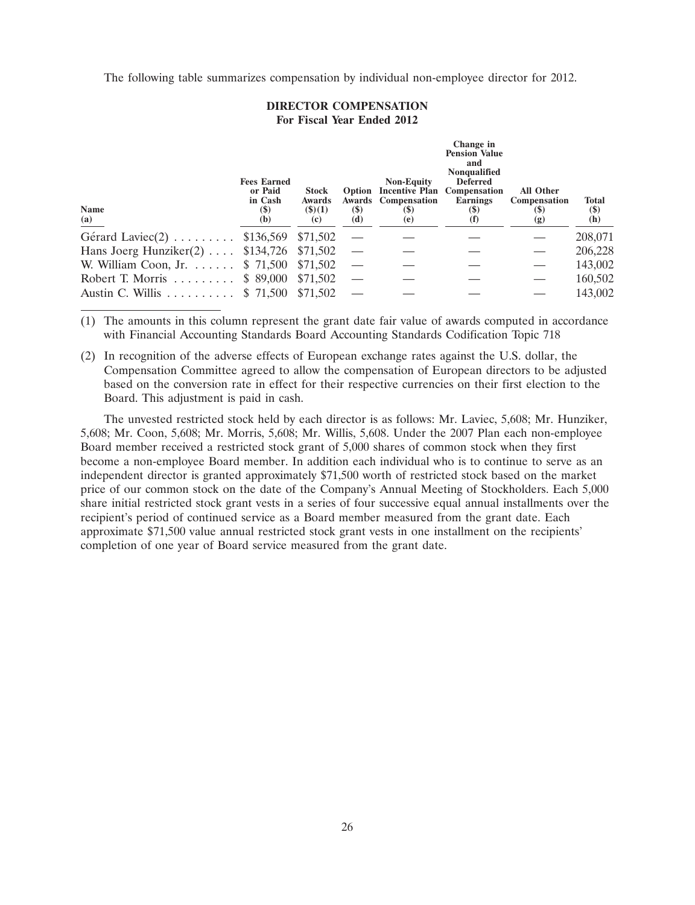The following table summarizes compensation by individual non-employee director for 2012.

**DIRECTOR COMPENSATION**
**For Fiscal Year Ended 2012**

| Name (a) | Fees Earned or Paid in Cash ($) (b) | Stock Awards ($)(1) (c) | Option Awards ($) (d) | Non-Equity Incentive Plan Compensation ($) (e) | Change in Pension Value and Nonqualified Deferred Compensation Earnings ($) (f) | All Other Compensation ($) (g) | Total ($) (h) |
|---|---|---|---|---|---|---|---|
| Gérard Laviec(2) | $136,569 | $71,502 | — | — | — | — | 208,071 |
| Hans Joerg Hunziker(2) | $134,726 | $71,502 | — | — | — | — | 206,228 |
| W. William Coon, Jr. | $ 71,500 | $71,502 | — | — | — | — | 143,002 |
| Robert T. Morris | $ 89,000 | $71,502 | — | — | — | — | 160,502 |
| Austin C. Willis | $ 71,500 | $71,502 | — | — | — | — | 143,002 |

(1) The amounts in this column represent the grant date fair value of awards computed in accordance with Financial Accounting Standards Board Accounting Standards Codification Topic 718

(2) In recognition of the adverse effects of European exchange rates against the U.S. dollar, the Compensation Committee agreed to allow the compensation of European directors to be adjusted based on the conversion rate in effect for their respective currencies on their first election to the Board. This adjustment is paid in cash.

The unvested restricted stock held by each director is as follows: Mr. Laviec, 5,608; Mr. Hunziker, 5,608; Mr. Coon, 5,608; Mr. Morris, 5,608; Mr. Willis, 5,608. Under the 2007 Plan each non-employee Board member received a restricted stock grant of 5,000 shares of common stock when they first become a non-employee Board member. In addition each individual who is to continue to serve as an independent director is granted approximately $71,500 worth of restricted stock based on the market price of our common stock on the date of the Company's Annual Meeting of Stockholders. Each 5,000 share initial restricted stock grant vests in a series of four successive equal annual installments over the recipient's period of continued service as a Board member measured from the grant date. Each approximate $71,500 value annual restricted stock grant vests in one installment on the recipients' completion of one year of Board service measured from the grant date.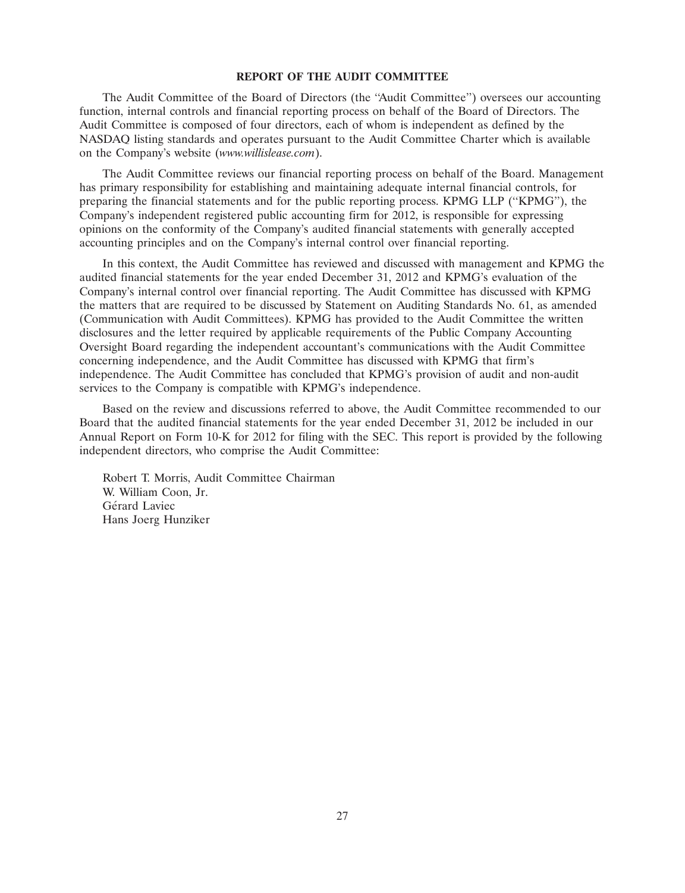## REPORT OF THE AUDIT COMMITTEE

The Audit Committee of the Board of Directors (the "Audit Committee") oversees our accounting function, internal controls and financial reporting process on behalf of the Board of Directors. The Audit Committee is composed of four directors, each of whom is independent as defined by the NASDAQ listing standards and operates pursuant to the Audit Committee Charter which is available on the Company's website (*www.willislease.com*).

The Audit Committee reviews our financial reporting process on behalf of the Board. Management has primary responsibility for establishing and maintaining adequate internal financial controls, for preparing the financial statements and for the public reporting process. KPMG LLP ("KPMG"), the Company's independent registered public accounting firm for 2012, is responsible for expressing opinions on the conformity of the Company's audited financial statements with generally accepted accounting principles and on the Company's internal control over financial reporting.

In this context, the Audit Committee has reviewed and discussed with management and KPMG the audited financial statements for the year ended December 31, 2012 and KPMG's evaluation of the Company's internal control over financial reporting. The Audit Committee has discussed with KPMG the matters that are required to be discussed by Statement on Auditing Standards No. 61, as amended (Communication with Audit Committees). KPMG has provided to the Audit Committee the written disclosures and the letter required by applicable requirements of the Public Company Accounting Oversight Board regarding the independent accountant's communications with the Audit Committee concerning independence, and the Audit Committee has discussed with KPMG that firm's independence. The Audit Committee has concluded that KPMG's provision of audit and non-audit services to the Company is compatible with KPMG's independence.

Based on the review and discussions referred to above, the Audit Committee recommended to our Board that the audited financial statements for the year ended December 31, 2012 be included in our Annual Report on Form 10-K for 2012 for filing with the SEC. This report is provided by the following independent directors, who comprise the Audit Committee:

Robert T. Morris, Audit Committee Chairman
W. William Coon, Jr.
Gérard Laviec
Hans Joerg Hunziker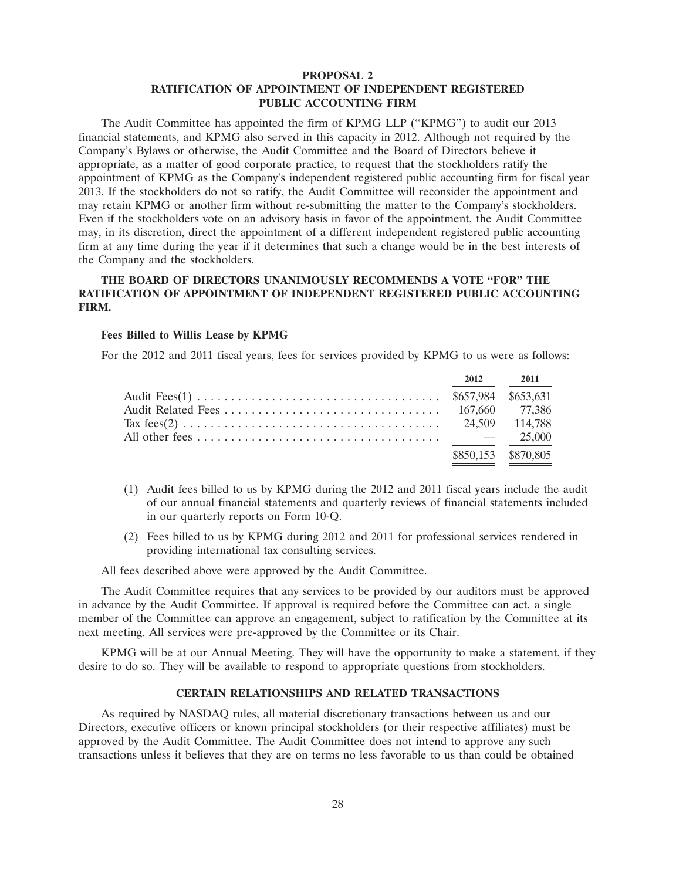## PROPOSAL 2
## RATIFICATION OF APPOINTMENT OF INDEPENDENT REGISTERED PUBLIC ACCOUNTING FIRM

The Audit Committee has appointed the firm of KPMG LLP ("KPMG") to audit our 2013 financial statements, and KPMG also served in this capacity in 2012. Although not required by the Company's Bylaws or otherwise, the Audit Committee and the Board of Directors believe it appropriate, as a matter of good corporate practice, to request that the stockholders ratify the appointment of KPMG as the Company's independent registered public accounting firm for fiscal year 2013. If the stockholders do not so ratify, the Audit Committee will reconsider the appointment and may retain KPMG or another firm without re-submitting the matter to the Company's stockholders. Even if the stockholders vote on an advisory basis in favor of the appointment, the Audit Committee may, in its discretion, direct the appointment of a different independent registered public accounting firm at any time during the year if it determines that such a change would be in the best interests of the Company and the stockholders.

**THE BOARD OF DIRECTORS UNANIMOUSLY RECOMMENDS A VOTE "FOR" THE RATIFICATION OF APPOINTMENT OF INDEPENDENT REGISTERED PUBLIC ACCOUNTING FIRM.**

### Fees Billed to Willis Lease by KPMG

For the 2012 and 2011 fiscal years, fees for services provided by KPMG to us were as follows:

| | 2012 | 2011 |
|---|---|---|
| Audit Fees(1) | $657,984 | $653,631 |
| Audit Related Fees | 167,660 | 77,386 |
| Tax fees(2) | 24,509 | 114,788 |
| All other fees | — | 25,000 |
| | $850,153 | $870,805 |

(1) Audit fees billed to us by KPMG during the 2012 and 2011 fiscal years include the audit of our annual financial statements and quarterly reviews of financial statements included in our quarterly reports on Form 10-Q.

(2) Fees billed to us by KPMG during 2012 and 2011 for professional services rendered in providing international tax consulting services.

All fees described above were approved by the Audit Committee.

The Audit Committee requires that any services to be provided by our auditors must be approved in advance by the Audit Committee. If approval is required before the Committee can act, a single member of the Committee can approve an engagement, subject to ratification by the Committee at its next meeting. All services were pre-approved by the Committee or its Chair.

KPMG will be at our Annual Meeting. They will have the opportunity to make a statement, if they desire to do so. They will be available to respond to appropriate questions from stockholders.

## CERTAIN RELATIONSHIPS AND RELATED TRANSACTIONS

As required by NASDAQ rules, all material discretionary transactions between us and our Directors, executive officers or known principal stockholders (or their respective affiliates) must be approved by the Audit Committee. The Audit Committee does not intend to approve any such transactions unless it believes that they are on terms no less favorable to us than could be obtained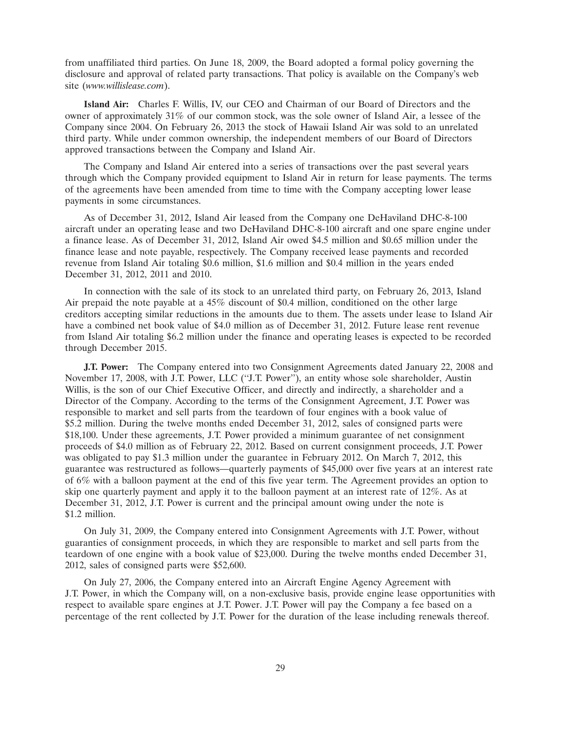from unaffiliated third parties. On June 18, 2009, the Board adopted a formal policy governing the disclosure and approval of related party transactions. That policy is available on the Company's web site (*www.willislease.com*).

**Island Air:** Charles F. Willis, IV, our CEO and Chairman of our Board of Directors and the owner of approximately 31% of our common stock, was the sole owner of Island Air, a lessee of the Company since 2004. On February 26, 2013 the stock of Hawaii Island Air was sold to an unrelated third party. While under common ownership, the independent members of our Board of Directors approved transactions between the Company and Island Air.

The Company and Island Air entered into a series of transactions over the past several years through which the Company provided equipment to Island Air in return for lease payments. The terms of the agreements have been amended from time to time with the Company accepting lower lease payments in some circumstances.

As of December 31, 2012, Island Air leased from the Company one DeHaviland DHC-8-100 aircraft under an operating lease and two DeHaviland DHC-8-100 aircraft and one spare engine under a finance lease. As of December 31, 2012, Island Air owed $4.5 million and $0.65 million under the finance lease and note payable, respectively. The Company received lease payments and recorded revenue from Island Air totaling $0.6 million, $1.6 million and $0.4 million in the years ended December 31, 2012, 2011 and 2010.

In connection with the sale of its stock to an unrelated third party, on February 26, 2013, Island Air prepaid the note payable at a 45% discount of $0.4 million, conditioned on the other large creditors accepting similar reductions in the amounts due to them. The assets under lease to Island Air have a combined net book value of $4.0 million as of December 31, 2012. Future lease rent revenue from Island Air totaling $6.2 million under the finance and operating leases is expected to be recorded through December 2015.

**J.T. Power:** The Company entered into two Consignment Agreements dated January 22, 2008 and November 17, 2008, with J.T. Power, LLC (''J.T. Power''), an entity whose sole shareholder, Austin Willis, is the son of our Chief Executive Officer, and directly and indirectly, a shareholder and a Director of the Company. According to the terms of the Consignment Agreement, J.T. Power was responsible to market and sell parts from the teardown of four engines with a book value of $5.2 million. During the twelve months ended December 31, 2012, sales of consigned parts were $18,100. Under these agreements, J.T. Power provided a minimum guarantee of net consignment proceeds of $4.0 million as of February 22, 2012. Based on current consignment proceeds, J.T. Power was obligated to pay $1.3 million under the guarantee in February 2012. On March 7, 2012, this guarantee was restructured as follows—quarterly payments of $45,000 over five years at an interest rate of 6% with a balloon payment at the end of this five year term. The Agreement provides an option to skip one quarterly payment and apply it to the balloon payment at an interest rate of 12%. As at December 31, 2012, J.T. Power is current and the principal amount owing under the note is $1.2 million.

On July 31, 2009, the Company entered into Consignment Agreements with J.T. Power, without guaranties of consignment proceeds, in which they are responsible to market and sell parts from the teardown of one engine with a book value of $23,000. During the twelve months ended December 31, 2012, sales of consigned parts were $52,600.

On July 27, 2006, the Company entered into an Aircraft Engine Agency Agreement with J.T. Power, in which the Company will, on a non-exclusive basis, provide engine lease opportunities with respect to available spare engines at J.T. Power. J.T. Power will pay the Company a fee based on a percentage of the rent collected by J.T. Power for the duration of the lease including renewals thereof.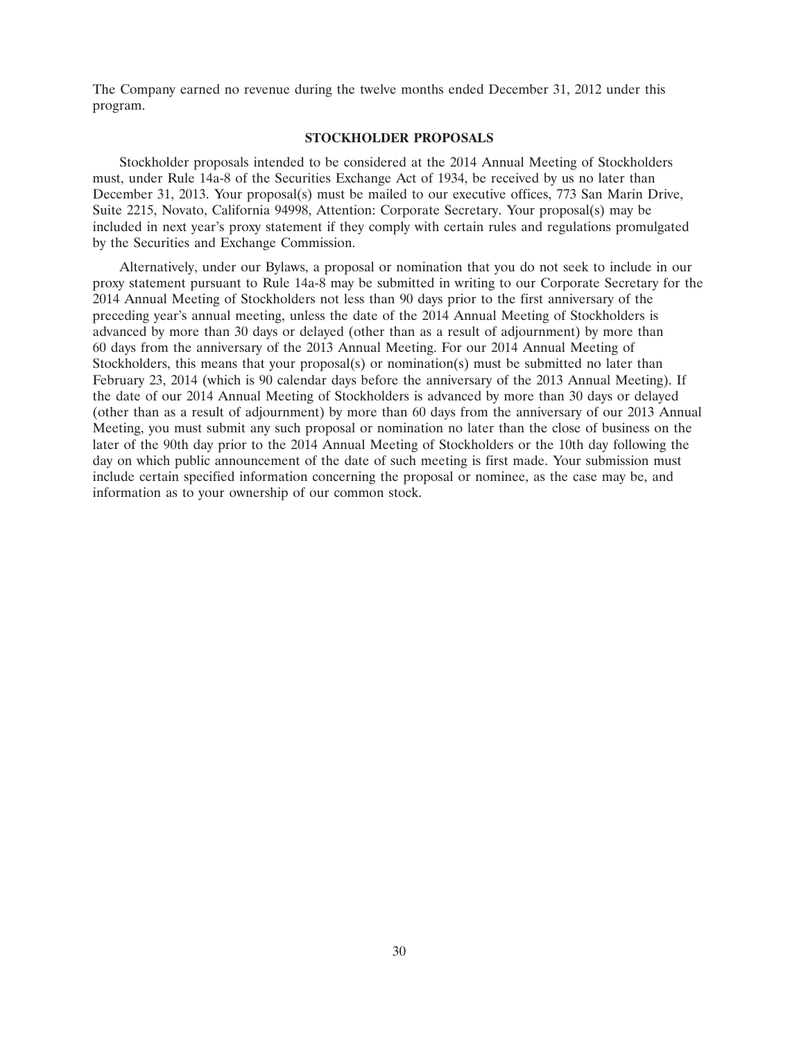The Company earned no revenue during the twelve months ended December 31, 2012 under this program.

## STOCKHOLDER PROPOSALS

Stockholder proposals intended to be considered at the 2014 Annual Meeting of Stockholders must, under Rule 14a-8 of the Securities Exchange Act of 1934, be received by us no later than December 31, 2013. Your proposal(s) must be mailed to our executive offices, 773 San Marin Drive, Suite 2215, Novato, California 94998, Attention: Corporate Secretary. Your proposal(s) may be included in next year's proxy statement if they comply with certain rules and regulations promulgated by the Securities and Exchange Commission.

Alternatively, under our Bylaws, a proposal or nomination that you do not seek to include in our proxy statement pursuant to Rule 14a-8 may be submitted in writing to our Corporate Secretary for the 2014 Annual Meeting of Stockholders not less than 90 days prior to the first anniversary of the preceding year's annual meeting, unless the date of the 2014 Annual Meeting of Stockholders is advanced by more than 30 days or delayed (other than as a result of adjournment) by more than 60 days from the anniversary of the 2013 Annual Meeting. For our 2014 Annual Meeting of Stockholders, this means that your proposal(s) or nomination(s) must be submitted no later than February 23, 2014 (which is 90 calendar days before the anniversary of the 2013 Annual Meeting). If the date of our 2014 Annual Meeting of Stockholders is advanced by more than 30 days or delayed (other than as a result of adjournment) by more than 60 days from the anniversary of our 2013 Annual Meeting, you must submit any such proposal or nomination no later than the close of business on the later of the 90th day prior to the 2014 Annual Meeting of Stockholders or the 10th day following the day on which public announcement of the date of such meeting is first made. Your submission must include certain specified information concerning the proposal or nominee, as the case may be, and information as to your ownership of our common stock.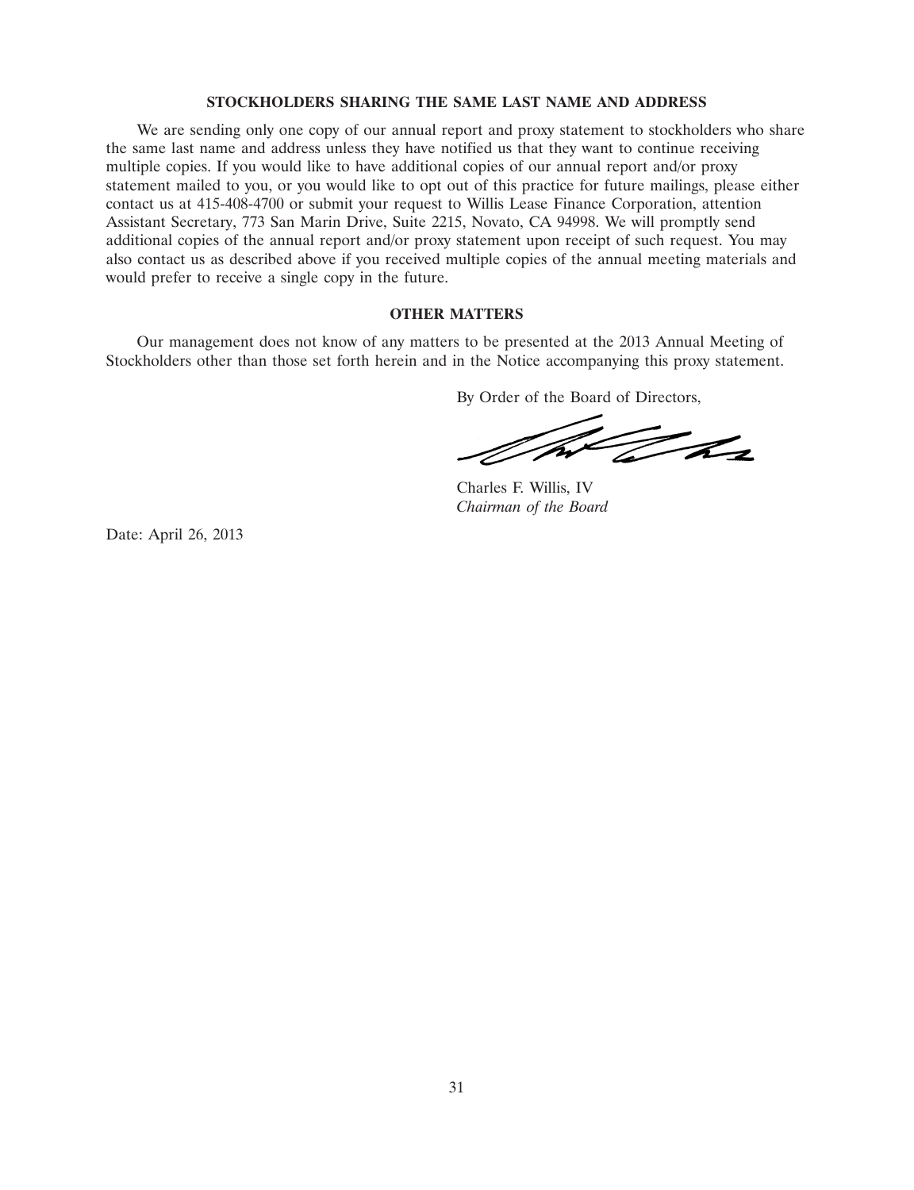## STOCKHOLDERS SHARING THE SAME LAST NAME AND ADDRESS

We are sending only one copy of our annual report and proxy statement to stockholders who share the same last name and address unless they have notified us that they want to continue receiving multiple copies. If you would like to have additional copies of our annual report and/or proxy statement mailed to you, or you would like to opt out of this practice for future mailings, please either contact us at 415-408-4700 or submit your request to Willis Lease Finance Corporation, attention Assistant Secretary, 773 San Marin Drive, Suite 2215, Novato, CA 94998. We will promptly send additional copies of the annual report and/or proxy statement upon receipt of such request. You may also contact us as described above if you received multiple copies of the annual meeting materials and would prefer to receive a single copy in the future.

## OTHER MATTERS

Our management does not know of any matters to be presented at the 2013 Annual Meeting of Stockholders other than those set forth herein and in the Notice accompanying this proxy statement.

By Order of the Board of Directors,

Charles F. Willis, IV
*Chairman of the Board*

Date: April 26, 2013